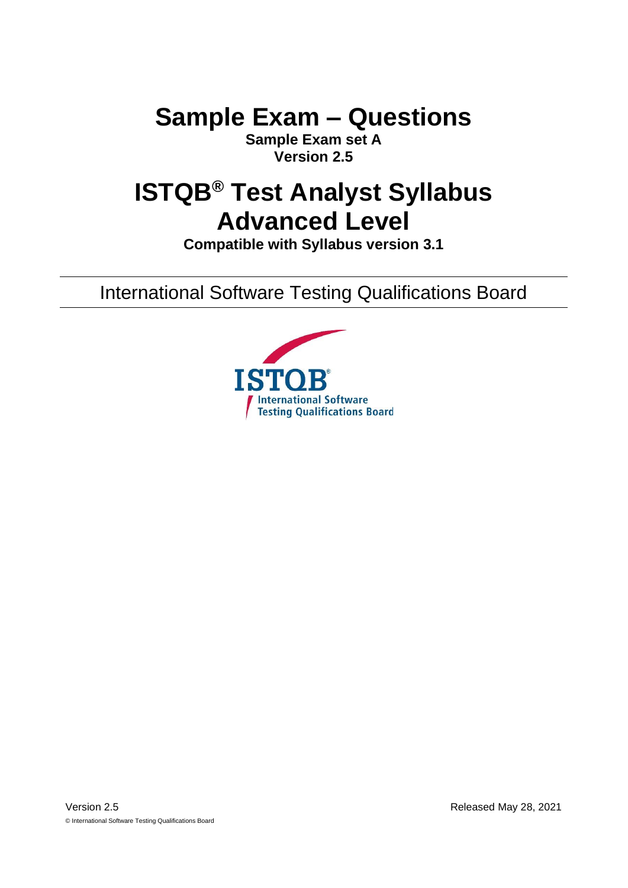# Sample Exam – Questions

**Sample Exam set A**
**Version 2.5**

# ISTQB® Test Analyst Syllabus Advanced Level

**Compatible with Syllabus version 3.1**

International Software Testing Qualifications Board

Version 2.5

Released May 28, 2021

© International Software Testing Qualifications Board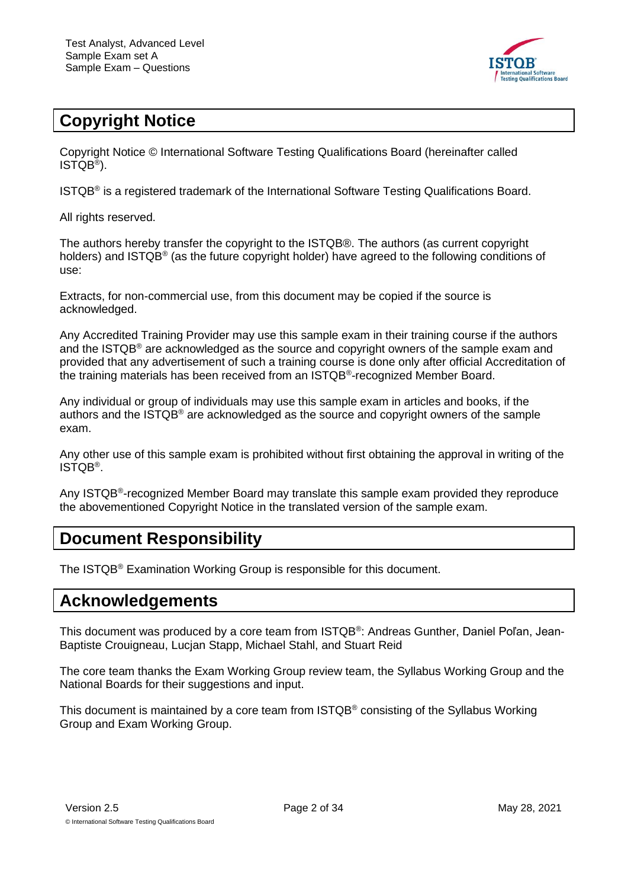## Copyright Notice

Copyright Notice © International Software Testing Qualifications Board (hereinafter called ISTQB®).

ISTQB® is a registered trademark of the International Software Testing Qualifications Board.

All rights reserved.

The authors hereby transfer the copyright to the ISTQB®. The authors (as current copyright holders) and ISTQB® (as the future copyright holder) have agreed to the following conditions of use:

Extracts, for non-commercial use, from this document may be copied if the source is acknowledged.

Any Accredited Training Provider may use this sample exam in their training course if the authors and the ISTQB® are acknowledged as the source and copyright owners of the sample exam and provided that any advertisement of such a training course is done only after official Accreditation of the training materials has been received from an ISTQB®-recognized Member Board.

Any individual or group of individuals may use this sample exam in articles and books, if the authors and the ISTQB® are acknowledged as the source and copyright owners of the sample exam.

Any other use of this sample exam is prohibited without first obtaining the approval in writing of the ISTQB®.

Any ISTQB®-recognized Member Board may translate this sample exam provided they reproduce the abovementioned Copyright Notice in the translated version of the sample exam.

## Document Responsibility

The ISTQB® Examination Working Group is responsible for this document.

## Acknowledgements

This document was produced by a core team from ISTQB®: Andreas Gunther, Daniel Poľan, Jean-Baptiste Crouigneau, Lucjan Stapp, Michael Stahl, and Stuart Reid

The core team thanks the Exam Working Group review team, the Syllabus Working Group and the National Boards for their suggestions and input.

This document is maintained by a core team from ISTQB® consisting of the Syllabus Working Group and Exam Working Group.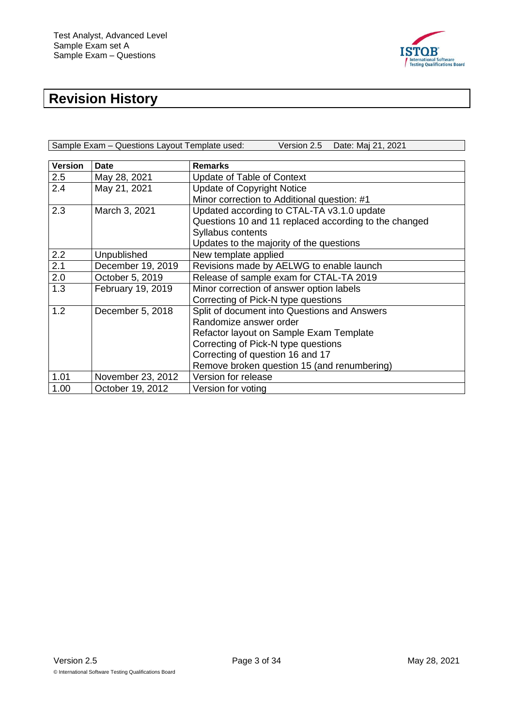# Revision History

| Sample Exam – Questions Layout Template used: | Version 2.5 | Date: Maj 21, 2021 |
|---|---|---|

| Version | Date | Remarks |
|---|---|---|
| 2.5 | May 28, 2021 | Update of Table of Context |
| 2.4 | May 21, 2021 | Update of Copyright Notice<br>Minor correction to Additional question: #1 |
| 2.3 | March 3, 2021 | Updated according to CTAL-TA v3.1.0 update<br>Questions 10 and 11 replaced according to the changed Syllabus contents<br>Updates to the majority of the questions |
| 2.2 | Unpublished | New template applied |
| 2.1 | December 19, 2019 | Revisions made by AELWG to enable launch |
| 2.0 | October 5, 2019 | Release of sample exam for CTAL-TA 2019 |
| 1.3 | February 19, 2019 | Minor correction of answer option labels<br>Correcting of Pick-N type questions |
| 1.2 | December 5, 2018 | Split of document into Questions and Answers<br>Randomize answer order<br>Refactor layout on Sample Exam Template<br>Correcting of Pick-N type questions<br>Correcting of question 16 and 17<br>Remove broken question 15 (and renumbering) |
| 1.01 | November 23, 2012 | Version for release |
| 1.00 | October 19, 2012 | Version for voting |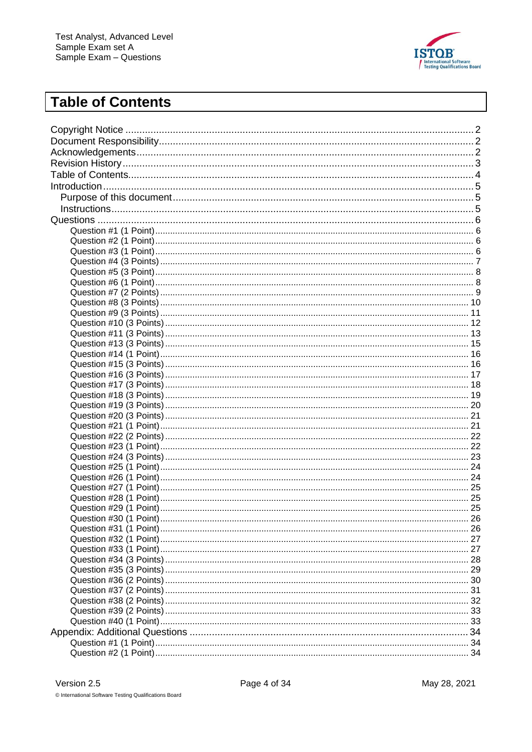# Table of Contents

Copyright Notice .......... 2
Document Responsibility .......... 2
Acknowledgements .......... 2
Revision History .......... 3
Table of Contents .......... 4
Introduction .......... 5
- Purpose of this document .......... 5
- Instructions .......... 5

Questions .......... 6
- Question #1 (1 Point) .......... 6
- Question #2 (1 Point) .......... 6
- Question #3 (1 Point) .......... 6
- Question #4 (3 Points) .......... 7
- Question #5 (3 Point) .......... 8
- Question #6 (1 Point) .......... 8
- Question #7 (2 Points) .......... 9
- Question #8 (3 Points) .......... 10
- Question #9 (3 Points) .......... 11
- Question #10 (3 Points) .......... 12
- Question #11 (3 Points) .......... 13
- Question #13 (3 Points) .......... 15
- Question #14 (1 Point) .......... 16
- Question #15 (3 Points) .......... 16
- Question #16 (3 Points) .......... 17
- Question #17 (3 Points) .......... 18
- Question #18 (3 Points) .......... 19
- Question #19 (3 Points) .......... 20
- Question #20 (3 Points) .......... 21
- Question #21 (1 Point) .......... 21
- Question #22 (2 Points) .......... 22
- Question #23 (1 Point) .......... 22
- Question #24 (3 Points) .......... 23
- Question #25 (1 Point) .......... 24
- Question #26 (1 Point) .......... 24
- Question #27 (1 Point) .......... 25
- Question #28 (1 Point) .......... 25
- Question #29 (1 Point) .......... 25
- Question #30 (1 Point) .......... 26
- Question #31 (1 Point) .......... 26
- Question #32 (1 Point) .......... 27
- Question #33 (1 Point) .......... 27
- Question #34 (3 Points) .......... 28
- Question #35 (3 Points) .......... 29
- Question #36 (2 Points) .......... 30
- Question #37 (2 Points) .......... 31
- Question #38 (2 Points) .......... 32
- Question #39 (2 Points) .......... 33
- Question #40 (1 Point) .......... 33

Appendix: Additional Questions .......... 34
- Question #1 (1 Point) .......... 34
- Question #2 (1 Point) .......... 34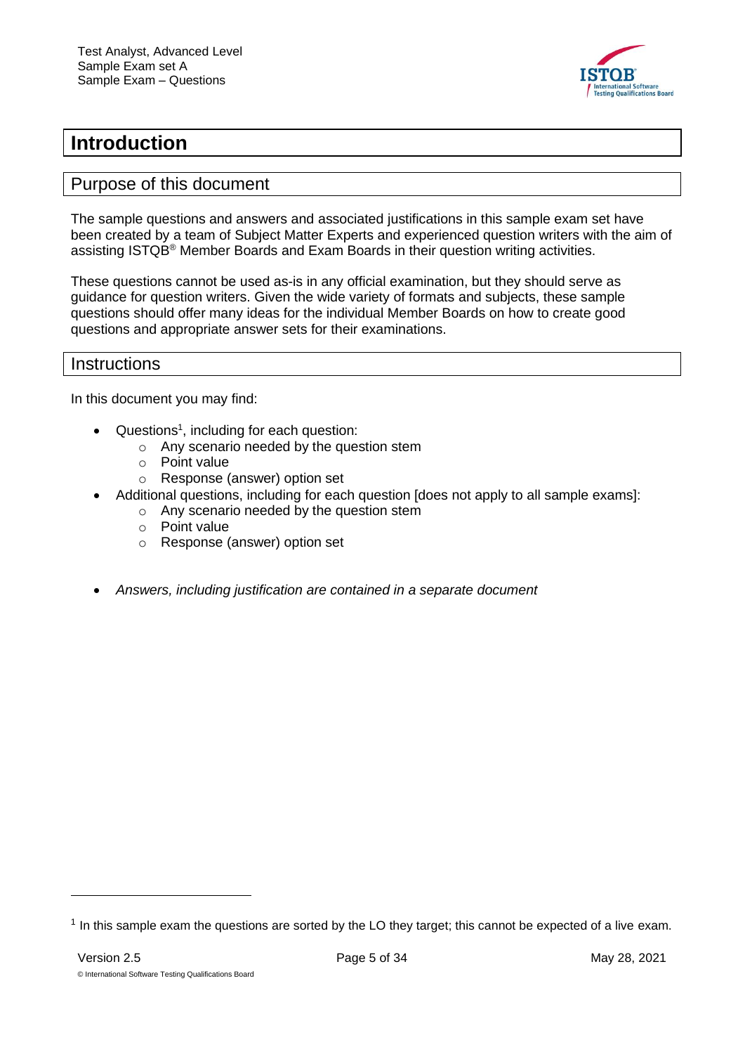# Introduction

## Purpose of this document

The sample questions and answers and associated justifications in this sample exam set have been created by a team of Subject Matter Experts and experienced question writers with the aim of assisting ISTQB® Member Boards and Exam Boards in their question writing activities.

These questions cannot be used as-is in any official examination, but they should serve as guidance for question writers. Given the wide variety of formats and subjects, these sample questions should offer many ideas for the individual Member Boards on how to create good questions and appropriate answer sets for their examinations.

## Instructions

In this document you may find:

- Questions[1], including for each question:
  - Any scenario needed by the question stem
  - Point value
  - Response (answer) option set
- Additional questions, including for each question [does not apply to all sample exams]:
  - Any scenario needed by the question stem
  - Point value
  - Response (answer) option set

- *Answers, including justification are contained in a separate document*

[1] In this sample exam the questions are sorted by the LO they target; this cannot be expected of a live exam.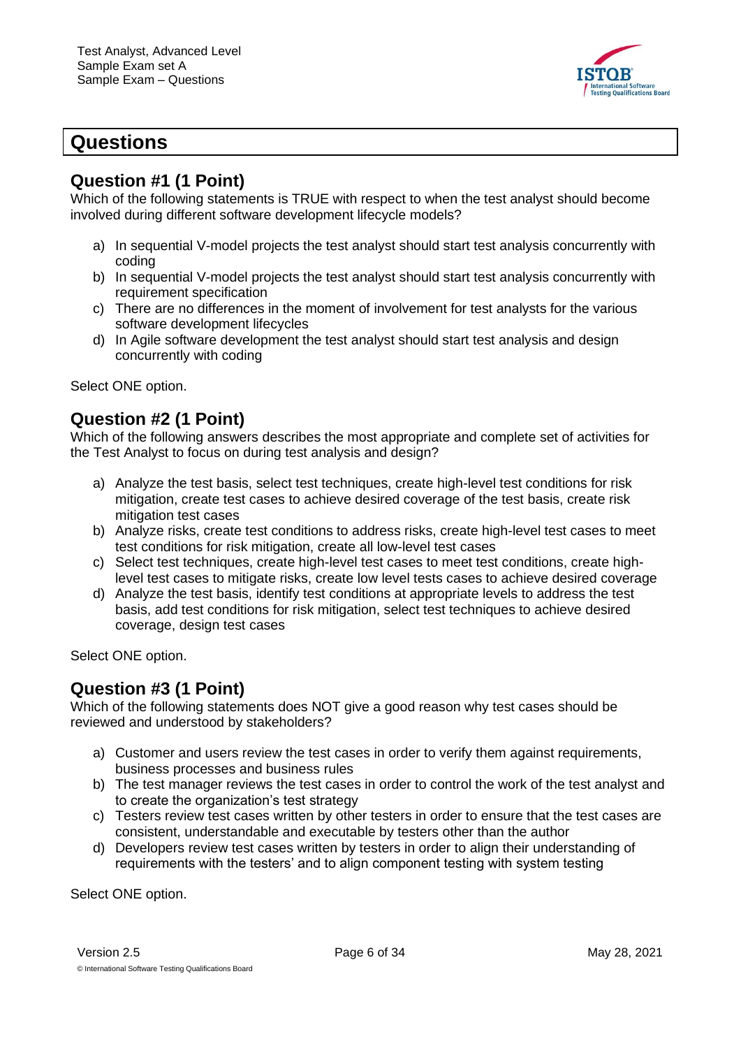# Questions

## Question #1 (1 Point)

Which of the following statements is TRUE with respect to when the test analyst should become involved during different software development lifecycle models?

a) In sequential V-model projects the test analyst should start test analysis concurrently with coding
b) In sequential V-model projects the test analyst should start test analysis concurrently with requirement specification
c) There are no differences in the moment of involvement for test analysts for the various software development lifecycles
d) In Agile software development the test analyst should start test analysis and design concurrently with coding

Select ONE option.

## Question #2 (1 Point)

Which of the following answers describes the most appropriate and complete set of activities for the Test Analyst to focus on during test analysis and design?

a) Analyze the test basis, select test techniques, create high-level test conditions for risk mitigation, create test cases to achieve desired coverage of the test basis, create risk mitigation test cases
b) Analyze risks, create test conditions to address risks, create high-level test cases to meet test conditions for risk mitigation, create all low-level test cases
c) Select test techniques, create high-level test cases to meet test conditions, create high-level test cases to mitigate risks, create low level tests cases to achieve desired coverage
d) Analyze the test basis, identify test conditions at appropriate levels to address the test basis, add test conditions for risk mitigation, select test techniques to achieve desired coverage, design test cases

Select ONE option.

## Question #3 (1 Point)

Which of the following statements does NOT give a good reason why test cases should be reviewed and understood by stakeholders?

a) Customer and users review the test cases in order to verify them against requirements, business processes and business rules
b) The test manager reviews the test cases in order to control the work of the test analyst and to create the organization's test strategy
c) Testers review test cases written by other testers in order to ensure that the test cases are consistent, understandable and executable by testers other than the author
d) Developers review test cases written by testers in order to align their understanding of requirements with the testers' and to align component testing with system testing

Select ONE option.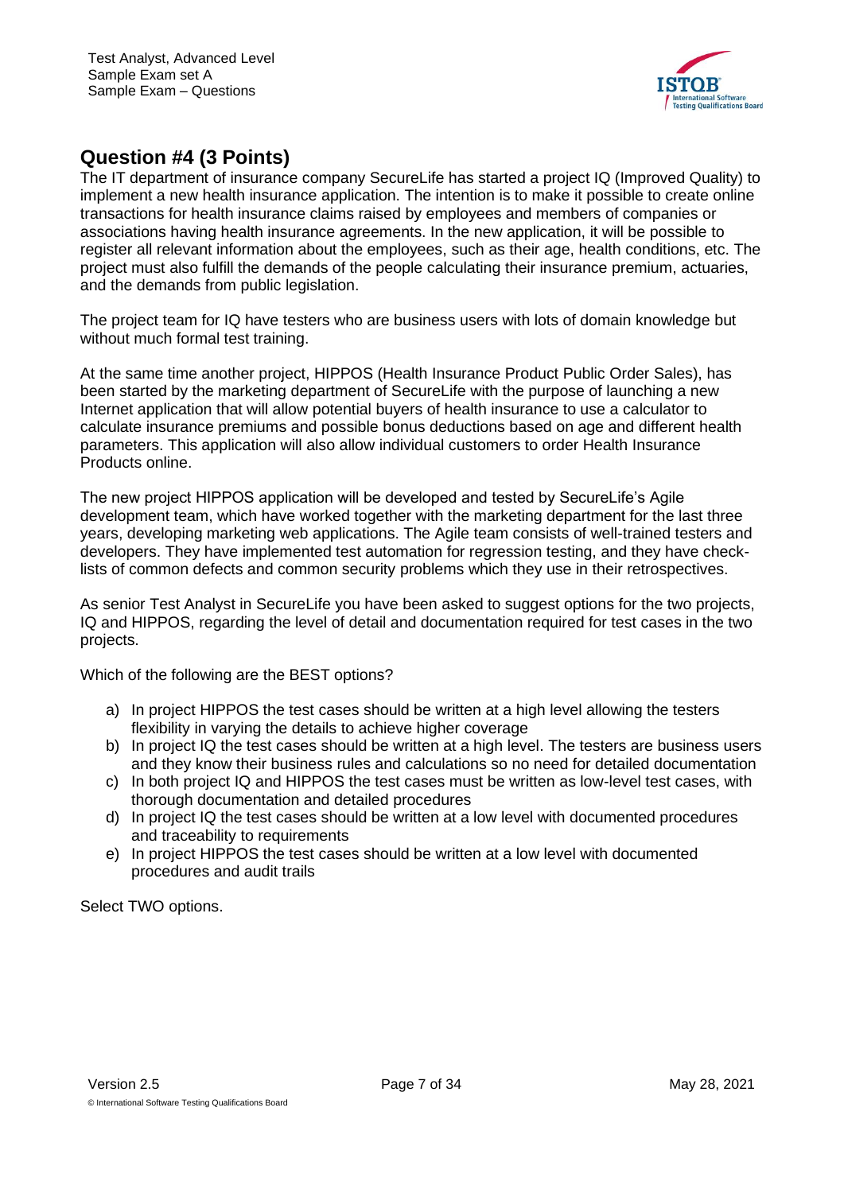## Question #4 (3 Points)

The IT department of insurance company SecureLife has started a project IQ (Improved Quality) to implement a new health insurance application. The intention is to make it possible to create online transactions for health insurance claims raised by employees and members of companies or associations having health insurance agreements. In the new application, it will be possible to register all relevant information about the employees, such as their age, health conditions, etc. The project must also fulfill the demands of the people calculating their insurance premium, actuaries, and the demands from public legislation.

The project team for IQ have testers who are business users with lots of domain knowledge but without much formal test training.

At the same time another project, HIPPOS (Health Insurance Product Public Order Sales), has been started by the marketing department of SecureLife with the purpose of launching a new Internet application that will allow potential buyers of health insurance to use a calculator to calculate insurance premiums and possible bonus deductions based on age and different health parameters. This application will also allow individual customers to order Health Insurance Products online.

The new project HIPPOS application will be developed and tested by SecureLife's Agile development team, which have worked together with the marketing department for the last three years, developing marketing web applications. The Agile team consists of well-trained testers and developers. They have implemented test automation for regression testing, and they have check-lists of common defects and common security problems which they use in their retrospectives.

As senior Test Analyst in SecureLife you have been asked to suggest options for the two projects, IQ and HIPPOS, regarding the level of detail and documentation required for test cases in the two projects.

Which of the following are the BEST options?

a) In project HIPPOS the test cases should be written at a high level allowing the testers flexibility in varying the details to achieve higher coverage
b) In project IQ the test cases should be written at a high level. The testers are business users and they know their business rules and calculations so no need for detailed documentation
c) In both project IQ and HIPPOS the test cases must be written as low-level test cases, with thorough documentation and detailed procedures
d) In project IQ the test cases should be written at a low level with documented procedures and traceability to requirements
e) In project HIPPOS the test cases should be written at a low level with documented procedures and audit trails

Select TWO options.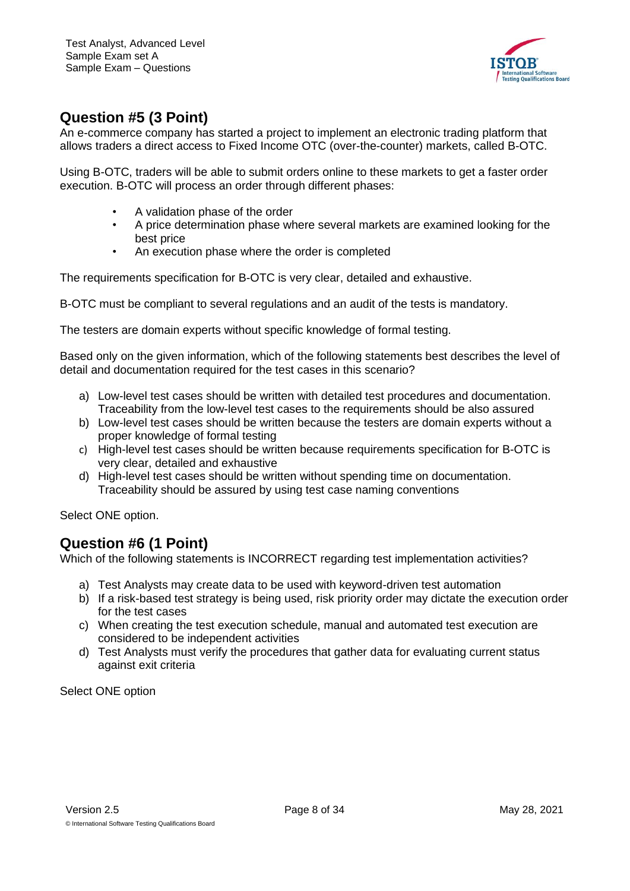## Question #5 (3 Point)

An e-commerce company has started a project to implement an electronic trading platform that allows traders a direct access to Fixed Income OTC (over-the-counter) markets, called B-OTC.

Using B-OTC, traders will be able to submit orders online to these markets to get a faster order execution. B-OTC will process an order through different phases:

- A validation phase of the order
- A price determination phase where several markets are examined looking for the best price
- An execution phase where the order is completed

The requirements specification for B-OTC is very clear, detailed and exhaustive.

B-OTC must be compliant to several regulations and an audit of the tests is mandatory.

The testers are domain experts without specific knowledge of formal testing.

Based only on the given information, which of the following statements best describes the level of detail and documentation required for the test cases in this scenario?

a) Low-level test cases should be written with detailed test procedures and documentation. Traceability from the low-level test cases to the requirements should be also assured
b) Low-level test cases should be written because the testers are domain experts without a proper knowledge of formal testing
c) High-level test cases should be written because requirements specification for B-OTC is very clear, detailed and exhaustive
d) High-level test cases should be written without spending time on documentation. Traceability should be assured by using test case naming conventions

Select ONE option.

## Question #6 (1 Point)

Which of the following statements is INCORRECT regarding test implementation activities?

a) Test Analysts may create data to be used with keyword-driven test automation
b) If a risk-based test strategy is being used, risk priority order may dictate the execution order for the test cases
c) When creating the test execution schedule, manual and automated test execution are considered to be independent activities
d) Test Analysts must verify the procedures that gather data for evaluating current status against exit criteria

Select ONE option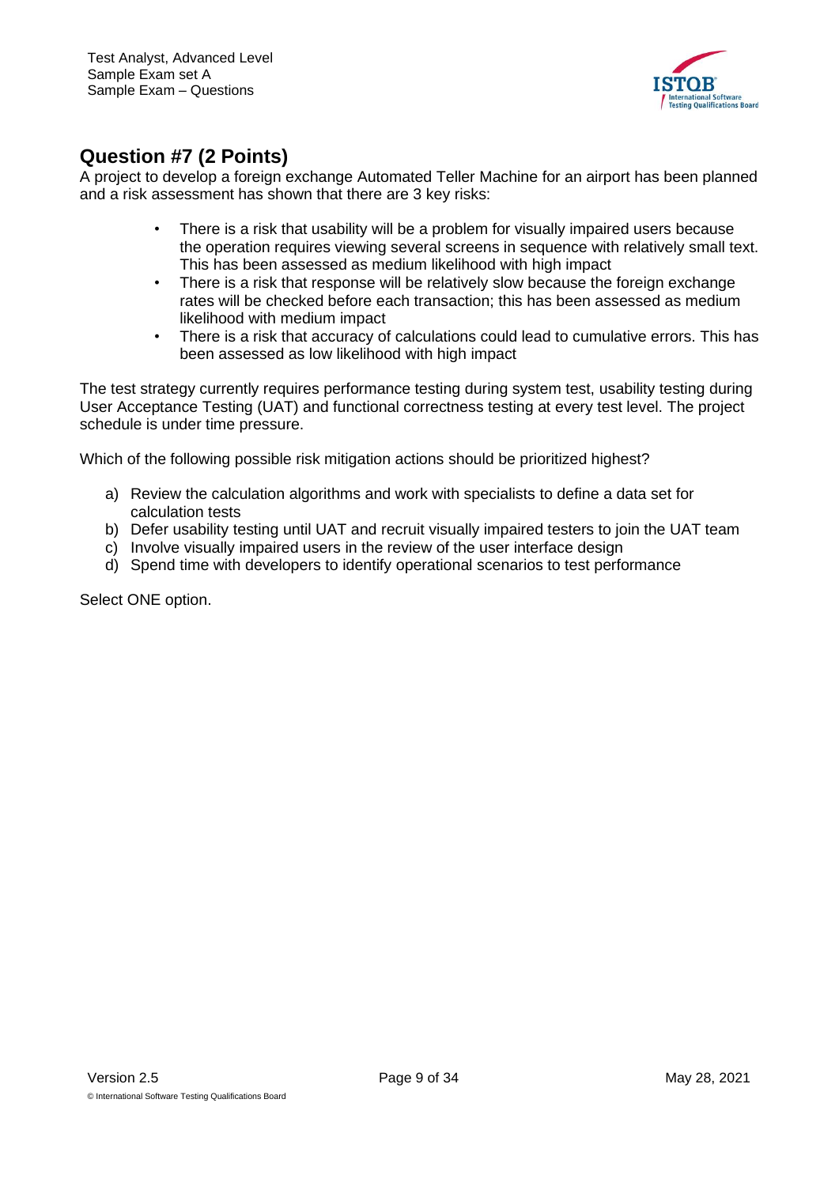## Question #7 (2 Points)

A project to develop a foreign exchange Automated Teller Machine for an airport has been planned and a risk assessment has shown that there are 3 key risks:

- There is a risk that usability will be a problem for visually impaired users because the operation requires viewing several screens in sequence with relatively small text. This has been assessed as medium likelihood with high impact
- There is a risk that response will be relatively slow because the foreign exchange rates will be checked before each transaction; this has been assessed as medium likelihood with medium impact
- There is a risk that accuracy of calculations could lead to cumulative errors. This has been assessed as low likelihood with high impact

The test strategy currently requires performance testing during system test, usability testing during User Acceptance Testing (UAT) and functional correctness testing at every test level. The project schedule is under time pressure.

Which of the following possible risk mitigation actions should be prioritized highest?

a) Review the calculation algorithms and work with specialists to define a data set for calculation tests
b) Defer usability testing until UAT and recruit visually impaired testers to join the UAT team
c) Involve visually impaired users in the review of the user interface design
d) Spend time with developers to identify operational scenarios to test performance

Select ONE option.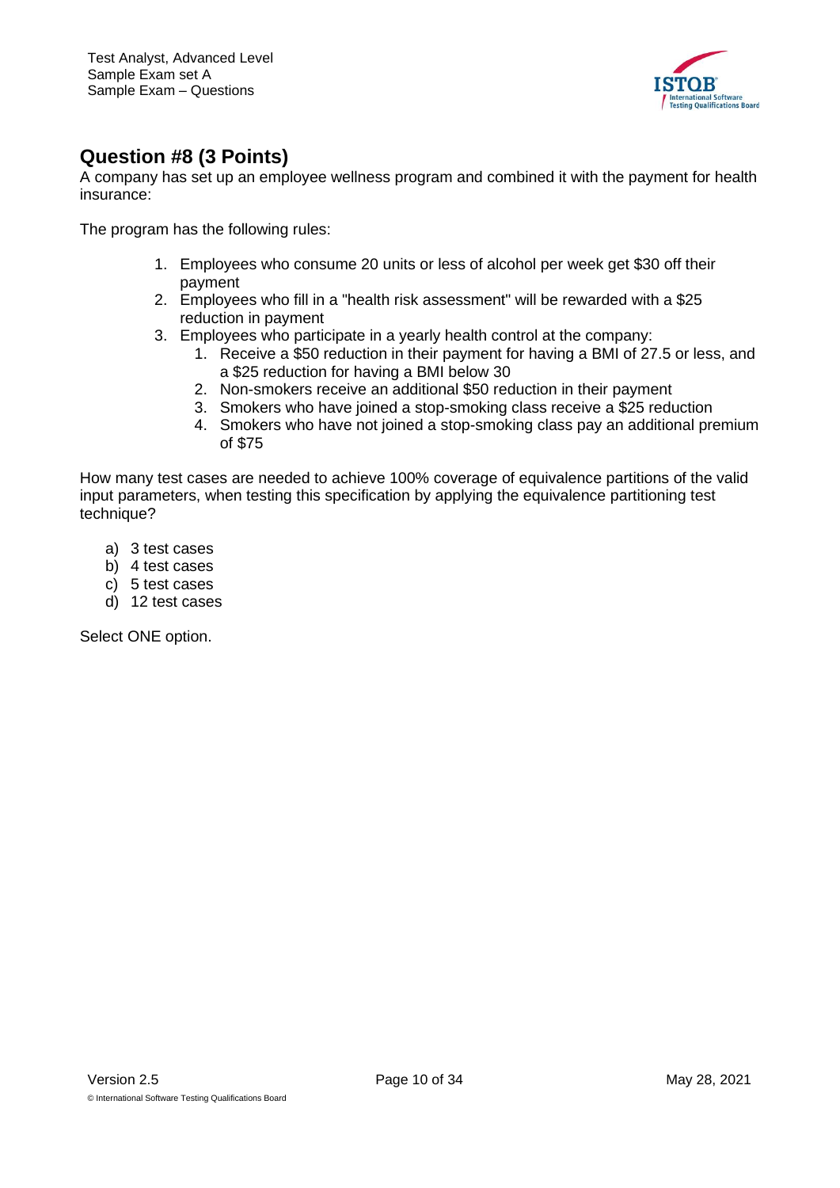## Question #8 (3 Points)

A company has set up an employee wellness program and combined it with the payment for health insurance:

The program has the following rules:

1. Employees who consume 20 units or less of alcohol per week get $30 off their payment
2. Employees who fill in a "health risk assessment" will be rewarded with a $25 reduction in payment
3. Employees who participate in a yearly health control at the company:
    1. Receive a $50 reduction in their payment for having a BMI of 27.5 or less, and a $25 reduction for having a BMI below 30
    2. Non-smokers receive an additional $50 reduction in their payment
    3. Smokers who have joined a stop-smoking class receive a $25 reduction
    4. Smokers who have not joined a stop-smoking class pay an additional premium of $75

How many test cases are needed to achieve 100% coverage of equivalence partitions of the valid input parameters, when testing this specification by applying the equivalence partitioning test technique?

a) 3 test cases
b) 4 test cases
c) 5 test cases
d) 12 test cases

Select ONE option.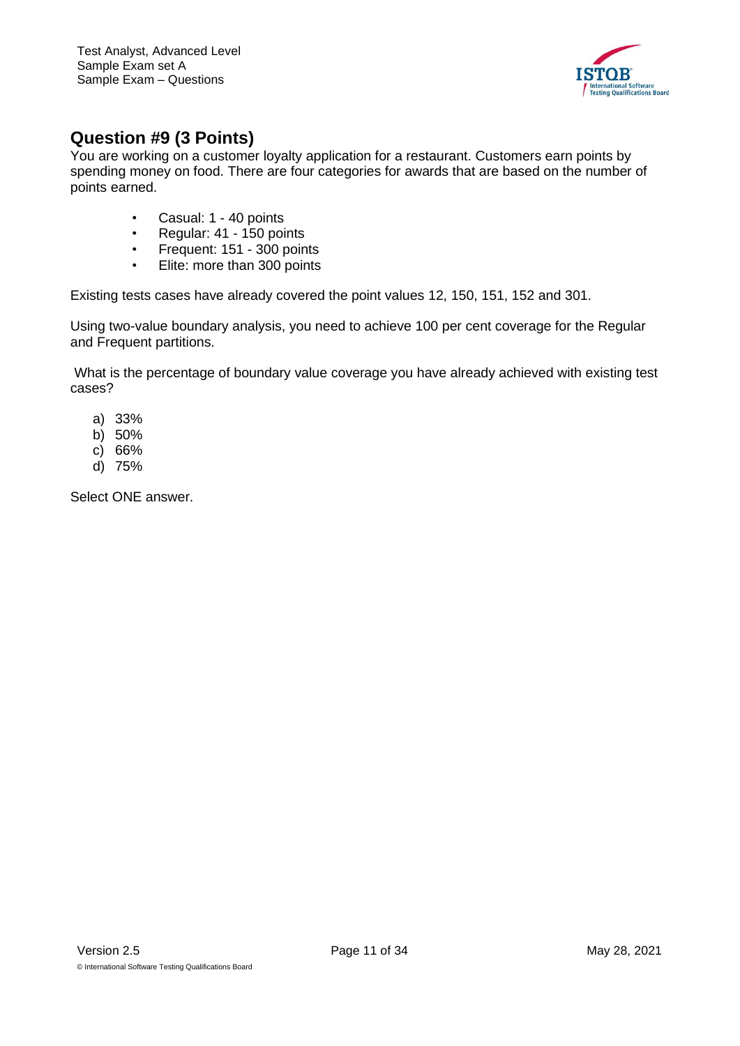## Question #9 (3 Points)

You are working on a customer loyalty application for a restaurant. Customers earn points by spending money on food. There are four categories for awards that are based on the number of points earned.

- Casual: 1 - 40 points
- Regular: 41 - 150 points
- Frequent: 151 - 300 points
- Elite: more than 300 points

Existing tests cases have already covered the point values 12, 150, 151, 152 and 301.

Using two-value boundary analysis, you need to achieve 100 per cent coverage for the Regular and Frequent partitions.

What is the percentage of boundary value coverage you have already achieved with existing test cases?

a) 33%
b) 50%
c) 66%
d) 75%

Select ONE answer.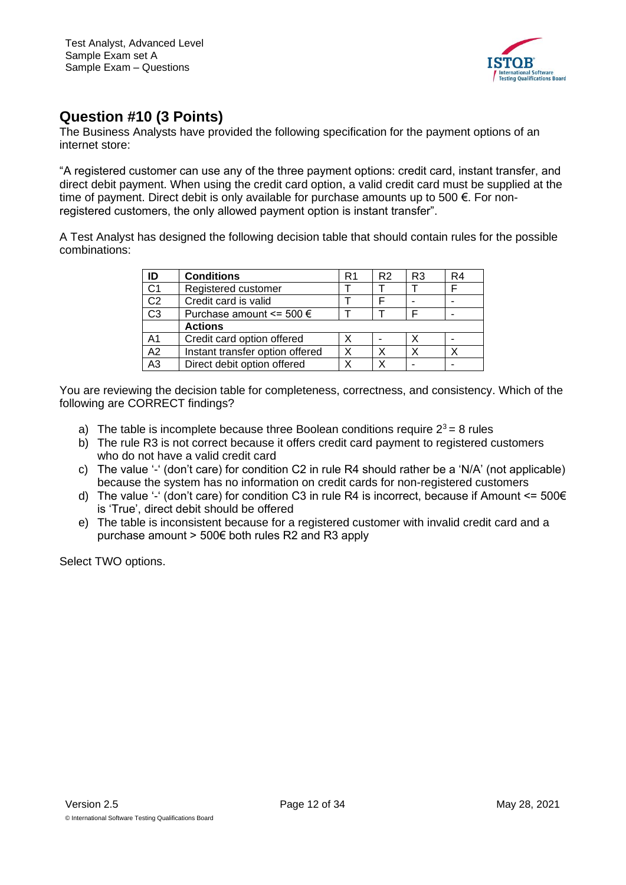## Question #10 (3 Points)

The Business Analysts have provided the following specification for the payment options of an internet store:

"A registered customer can use any of the three payment options: credit card, instant transfer, and direct debit payment. When using the credit card option, a valid credit card must be supplied at the time of payment. Direct debit is only available for purchase amounts up to 500 €. For non-registered customers, the only allowed payment option is instant transfer".

A Test Analyst has designed the following decision table that should contain rules for the possible combinations:

| ID | Conditions | R1 | R2 | R3 | R4 |
|---|---|---|---|---|---|
| C1 | Registered customer | T | T | T | F |
| C2 | Credit card is valid | T | F | - | - |
| C3 | Purchase amount <= 500 € | T | T | F | - |
| | **Actions** | | | | |
| A1 | Credit card option offered | X | - | X | - |
| A2 | Instant transfer option offered | X | X | X | X |
| A3 | Direct debit option offered | X | X | - | - |

You are reviewing the decision table for completeness, correctness, and consistency. Which of the following are CORRECT findings?

a) The table is incomplete because three Boolean conditions require $2^3 = 8$ rules
b) The rule R3 is not correct because it offers credit card payment to registered customers who do not have a valid credit card
c) The value '-' (don't care) for condition C2 in rule R4 should rather be a 'N/A' (not applicable) because the system has no information on credit cards for non-registered customers
d) The value '-' (don't care) for condition C3 in rule R4 is incorrect, because if Amount <= 500€ is 'True', direct debit should be offered
e) The table is inconsistent because for a registered customer with invalid credit card and a purchase amount > 500€ both rules R2 and R3 apply

Select TWO options.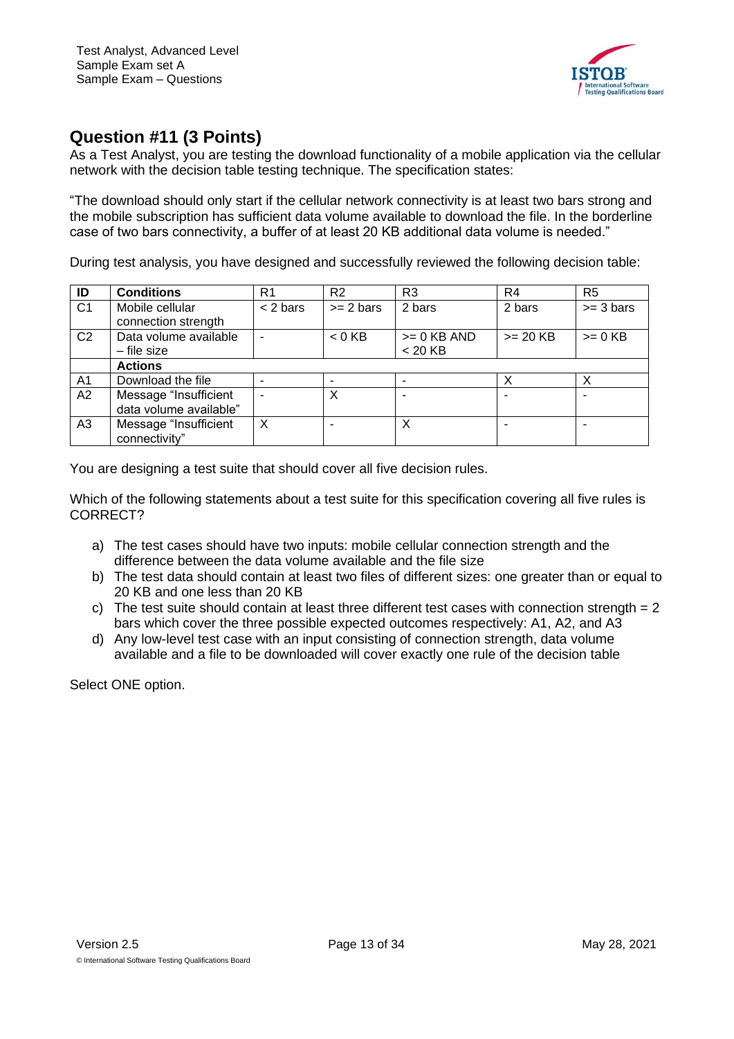## Question #11 (3 Points)

As a Test Analyst, you are testing the download functionality of a mobile application via the cellular network with the decision table testing technique. The specification states:

"The download should only start if the cellular network connectivity is at least two bars strong and the mobile subscription has sufficient data volume available to download the file. In the borderline case of two bars connectivity, a buffer of at least 20 KB additional data volume is needed."

During test analysis, you have designed and successfully reviewed the following decision table:

| ID | Conditions | R1 | R2 | R3 | R4 | R5 |
|---|---|---|---|---|---|---|
| C1 | Mobile cellular connection strength | < 2 bars | >= 2 bars | 2 bars | 2 bars | >= 3 bars |
| C2 | Data volume available – file size | - | < 0 KB | >= 0 KB AND < 20 KB | >= 20 KB | >= 0 KB |
| | **Actions** | | | | | |
| A1 | Download the file | - | - | - | X | X |
| A2 | Message "Insufficient data volume available" | - | X | - | - | - |
| A3 | Message "Insufficient connectivity" | X | - | X | - | - |

You are designing a test suite that should cover all five decision rules.

Which of the following statements about a test suite for this specification covering all five rules is CORRECT?

a) The test cases should have two inputs: mobile cellular connection strength and the difference between the data volume available and the file size

b) The test data should contain at least two files of different sizes: one greater than or equal to 20 KB and one less than 20 KB

c) The test suite should contain at least three different test cases with connection strength = 2 bars which cover the three possible expected outcomes respectively: A1, A2, and A3

d) Any low-level test case with an input consisting of connection strength, data volume available and a file to be downloaded will cover exactly one rule of the decision table

Select ONE option.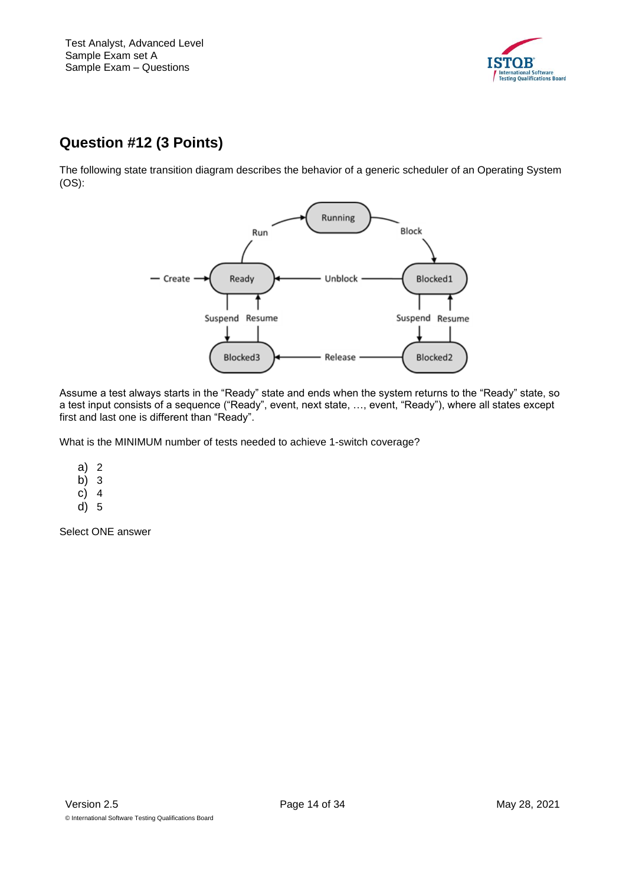## Question #12 (3 Points)

The following state transition diagram describes the behavior of a generic scheduler of an Operating System (OS):

Assume a test always starts in the “Ready” state and ends when the system returns to the “Ready” state, so a test input consists of a sequence (“Ready”, event, next state, …, event, “Ready”), where all states except first and last one is different than “Ready”.

What is the MINIMUM number of tests needed to achieve 1-switch coverage?

a) 2
b) 3
c) 4
d) 5

Select ONE answer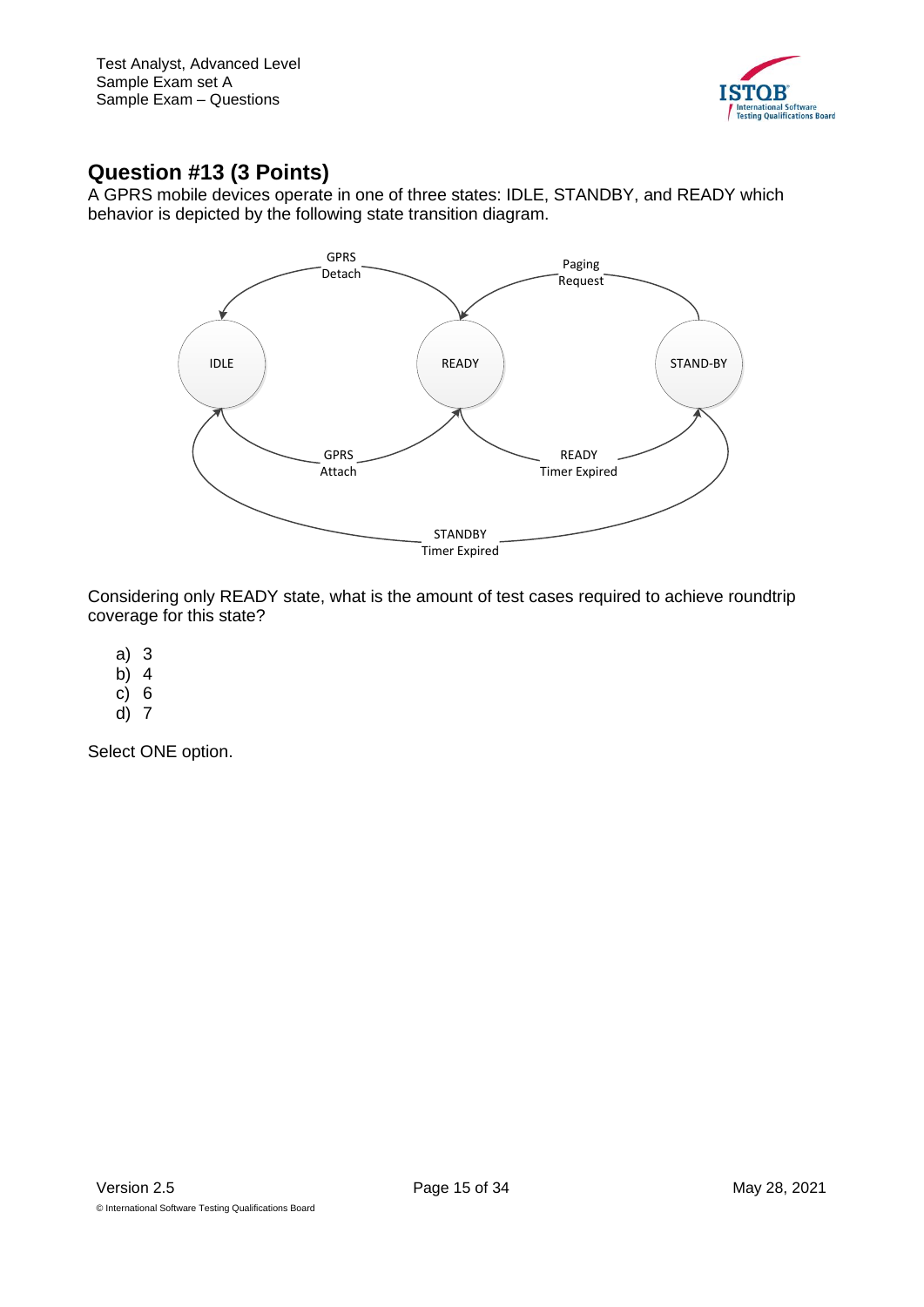## Question #13 (3 Points)

A GPRS mobile devices operate in one of three states: IDLE, STANDBY, and READY which behavior is depicted by the following state transition diagram.

Considering only READY state, what is the amount of test cases required to achieve roundtrip coverage for this state?

a) 3
b) 4
c) 6
d) 7

Select ONE option.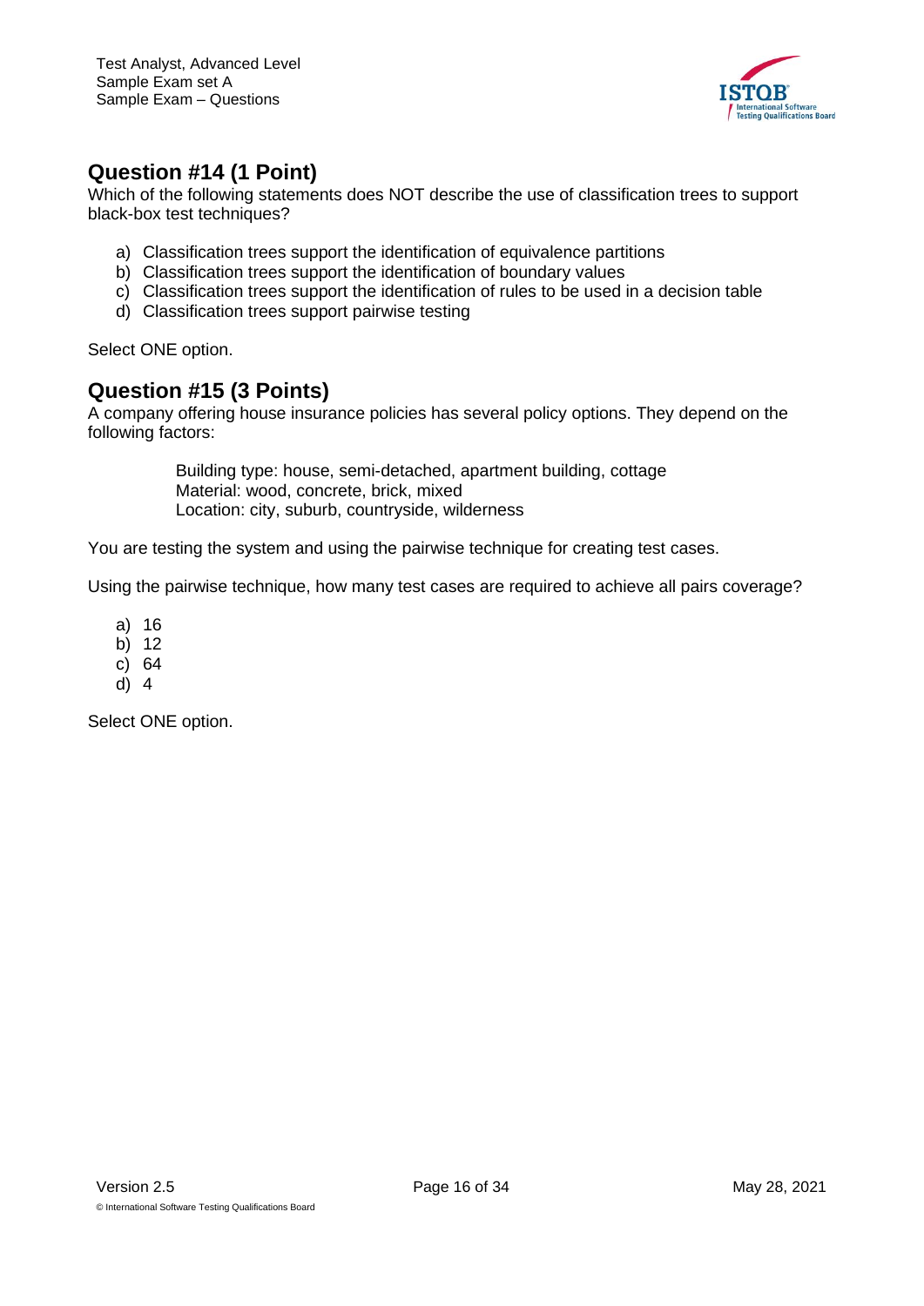## Question #14 (1 Point)

Which of the following statements does NOT describe the use of classification trees to support black-box test techniques?

a) Classification trees support the identification of equivalence partitions
b) Classification trees support the identification of boundary values
c) Classification trees support the identification of rules to be used in a decision table
d) Classification trees support pairwise testing

Select ONE option.

## Question #15 (3 Points)

A company offering house insurance policies has several policy options. They depend on the following factors:

Building type: house, semi-detached, apartment building, cottage
Material: wood, concrete, brick, mixed
Location: city, suburb, countryside, wilderness

You are testing the system and using the pairwise technique for creating test cases.

Using the pairwise technique, how many test cases are required to achieve all pairs coverage?

a) 16
b) 12
c) 64
d) 4

Select ONE option.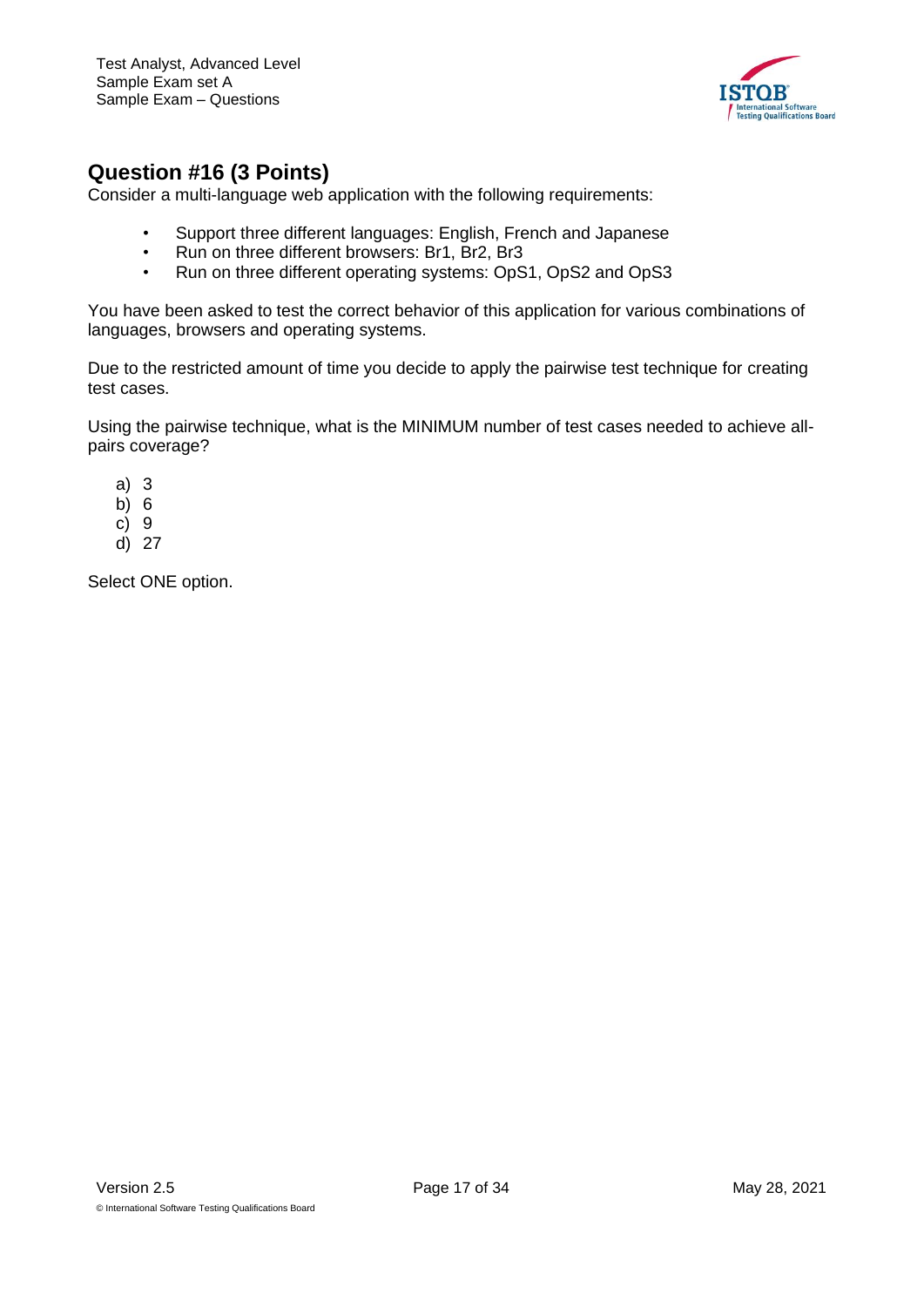## Question #16 (3 Points)

Consider a multi-language web application with the following requirements:

- Support three different languages: English, French and Japanese
- Run on three different browsers: Br1, Br2, Br3
- Run on three different operating systems: OpS1, OpS2 and OpS3

You have been asked to test the correct behavior of this application for various combinations of languages, browsers and operating systems.

Due to the restricted amount of time you decide to apply the pairwise test technique for creating test cases.

Using the pairwise technique, what is the MINIMUM number of test cases needed to achieve all-pairs coverage?

a) 3
b) 6
c) 9
d) 27

Select ONE option.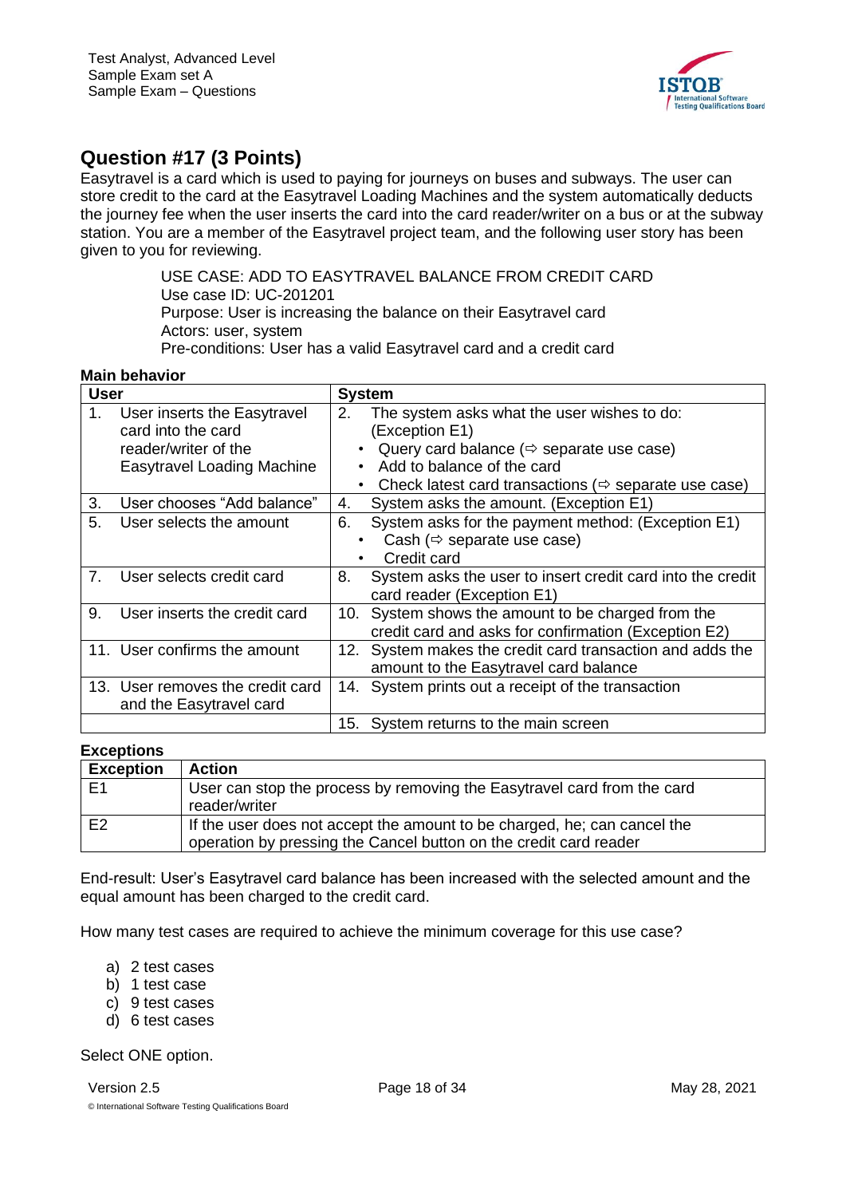## Question #17 (3 Points)

Easytravel is a card which is used to paying for journeys on buses and subways. The user can store credit to the card at the Easytravel Loading Machines and the system automatically deducts the journey fee when the user inserts the card into the card reader/writer on a bus or at the subway station. You are a member of the Easytravel project team, and the following user story has been given to you for reviewing.

> USE CASE: ADD TO EASYTRAVEL BALANCE FROM CREDIT CARD
> Use case ID: UC-201201
> Purpose: User is increasing the balance on their Easytravel card
> Actors: user, system
> Pre-conditions: User has a valid Easytravel card and a credit card

**Main behavior**

| User | System |
|---|---|
| 1. User inserts the Easytravel card into the card reader/writer of the Easytravel Loading Machine | 2. The system asks what the user wishes to do: (Exception E1)<br>• Query card balance (⇨ separate use case)<br>• Add to balance of the card<br>• Check latest card transactions (⇨ separate use case) |
| 3. User chooses "Add balance" | 4. System asks the amount. (Exception E1) |
| 5. User selects the amount | 6. System asks for the payment method: (Exception E1)<br>• Cash (⇨ separate use case)<br>• Credit card |
| 7. User selects credit card | 8. System asks the user to insert credit card into the credit card reader (Exception E1) |
| 9. User inserts the credit card | 10. System shows the amount to be charged from the credit card and asks for confirmation (Exception E2) |
| 11. User confirms the amount | 12. System makes the credit card transaction and adds the amount to the Easytravel card balance |
| 13. User removes the credit card and the Easytravel card | 14. System prints out a receipt of the transaction |
| | 15. System returns to the main screen |

**Exceptions**

| Exception | Action |
|---|---|
| E1 | User can stop the process by removing the Easytravel card from the card reader/writer |
| E2 | If the user does not accept the amount to be charged, he; can cancel the operation by pressing the Cancel button on the credit card reader |

End-result: User's Easytravel card balance has been increased with the selected amount and the equal amount has been charged to the credit card.

How many test cases are required to achieve the minimum coverage for this use case?

a) 2 test cases
b) 1 test case
c) 9 test cases
d) 6 test cases

Select ONE option.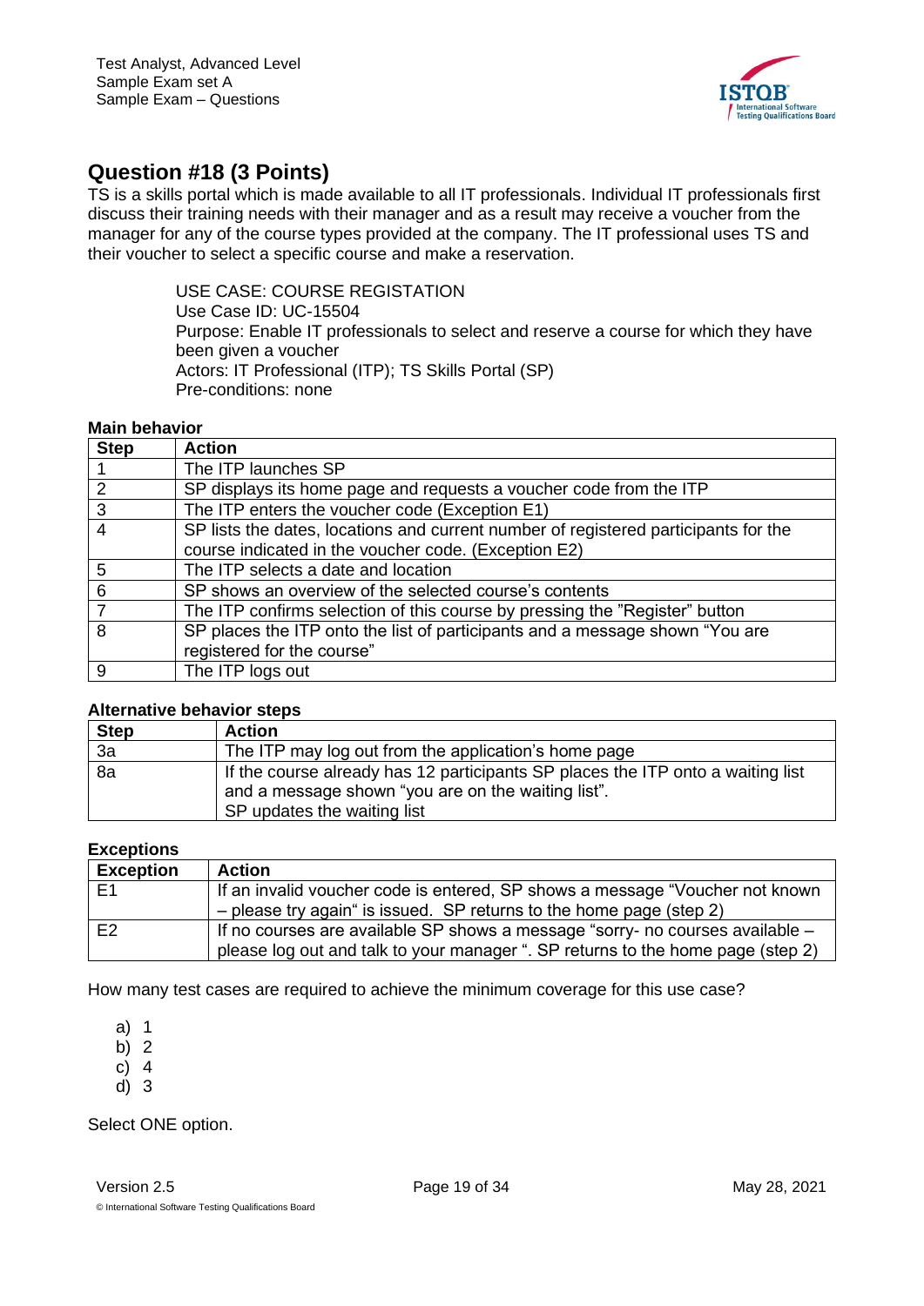## Question #18 (3 Points)

TS is a skills portal which is made available to all IT professionals. Individual IT professionals first discuss their training needs with their manager and as a result may receive a voucher from the manager for any of the course types provided at the company. The IT professional uses TS and their voucher to select a specific course and make a reservation.

> USE CASE: COURSE REGISTATION
> Use Case ID: UC-15504
> Purpose: Enable IT professionals to select and reserve a course for which they have been given a voucher
> Actors: IT Professional (ITP); TS Skills Portal (SP)
> Pre-conditions: none

**Main behavior**

| Step | Action |
|---|---|
| 1 | The ITP launches SP |
| 2 | SP displays its home page and requests a voucher code from the ITP |
| 3 | The ITP enters the voucher code (Exception E1) |
| 4 | SP lists the dates, locations and current number of registered participants for the course indicated in the voucher code. (Exception E2) |
| 5 | The ITP selects a date and location |
| 6 | SP shows an overview of the selected course's contents |
| 7 | The ITP confirms selection of this course by pressing the "Register" button |
| 8 | SP places the ITP onto the list of participants and a message shown "You are registered for the course" |
| 9 | The ITP logs out |

**Alternative behavior steps**

| Step | Action |
|---|---|
| 3a | The ITP may log out from the application's home page |
| 8a | If the course already has 12 participants SP places the ITP onto a waiting list and a message shown "you are on the waiting list". SP updates the waiting list |

**Exceptions**

| Exception | Action |
|---|---|
| E1 | If an invalid voucher code is entered, SP shows a message "Voucher not known – please try again" is issued. SP returns to the home page (step 2) |
| E2 | If no courses are available SP shows a message "sorry- no courses available – please log out and talk to your manager ". SP returns to the home page (step 2) |

How many test cases are required to achieve the minimum coverage for this use case?

a) 1
b) 2
c) 4
d) 3

Select ONE option.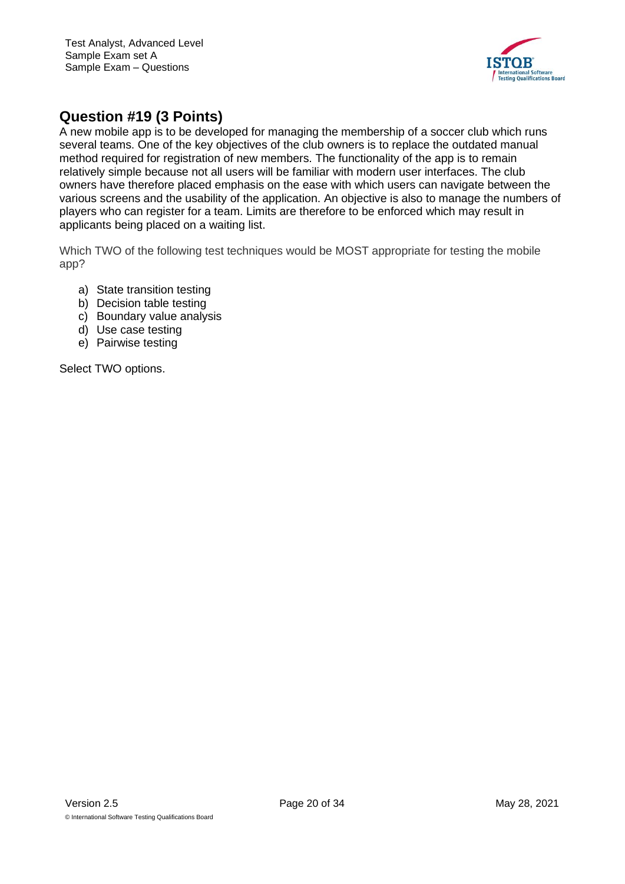## Question #19 (3 Points)

A new mobile app is to be developed for managing the membership of a soccer club which runs several teams. One of the key objectives of the club owners is to replace the outdated manual method required for registration of new members. The functionality of the app is to remain relatively simple because not all users will be familiar with modern user interfaces. The club owners have therefore placed emphasis on the ease with which users can navigate between the various screens and the usability of the application. An objective is also to manage the numbers of players who can register for a team. Limits are therefore to be enforced which may result in applicants being placed on a waiting list.

Which TWO of the following test techniques would be MOST appropriate for testing the mobile app?

a) State transition testing
b) Decision table testing
c) Boundary value analysis
d) Use case testing
e) Pairwise testing

Select TWO options.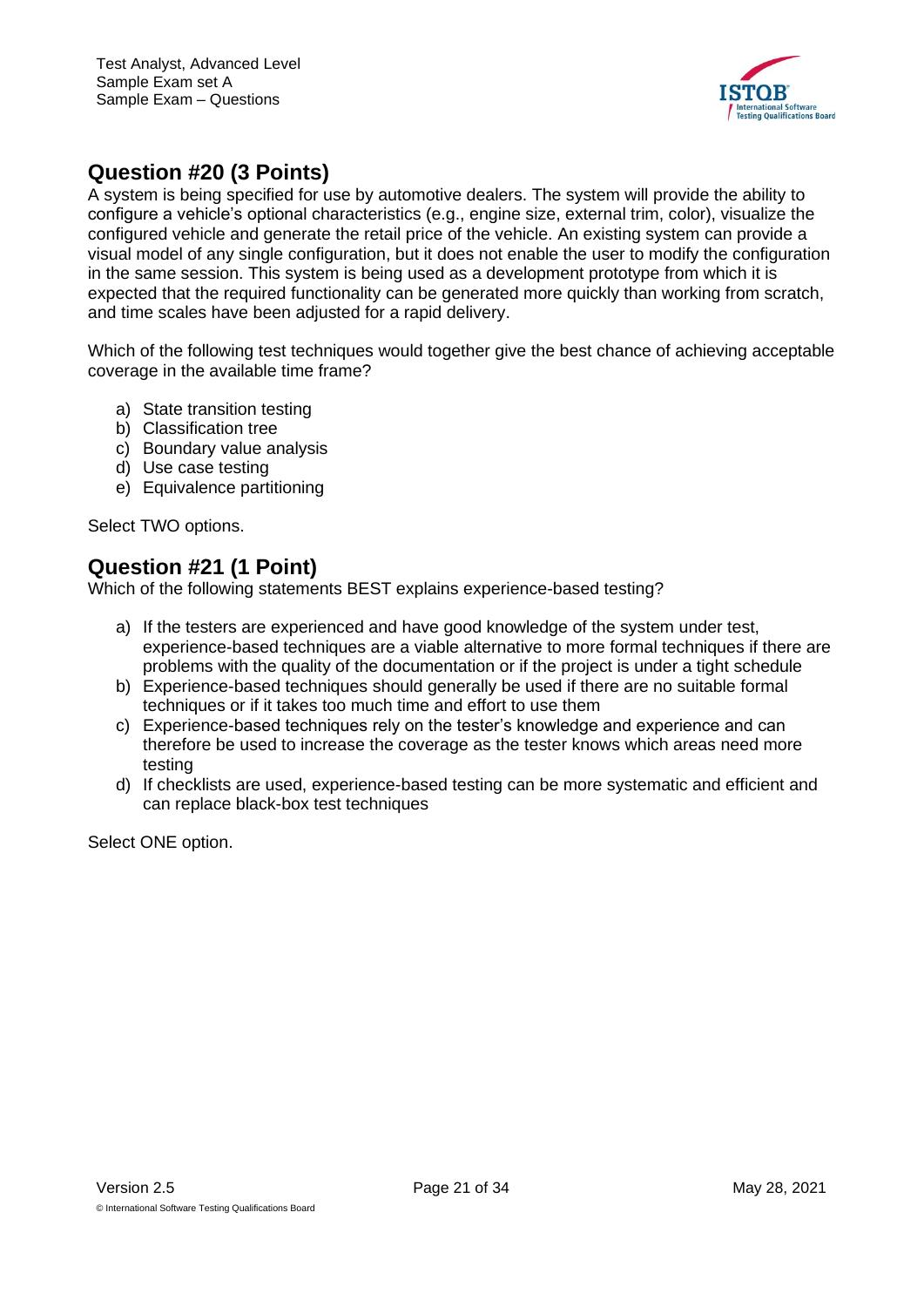## Question #20 (3 Points)

A system is being specified for use by automotive dealers. The system will provide the ability to configure a vehicle's optional characteristics (e.g., engine size, external trim, color), visualize the configured vehicle and generate the retail price of the vehicle. An existing system can provide a visual model of any single configuration, but it does not enable the user to modify the configuration in the same session. This system is being used as a development prototype from which it is expected that the required functionality can be generated more quickly than working from scratch, and time scales have been adjusted for a rapid delivery.

Which of the following test techniques would together give the best chance of achieving acceptable coverage in the available time frame?

a) State transition testing
b) Classification tree
c) Boundary value analysis
d) Use case testing
e) Equivalence partitioning

Select TWO options.

## Question #21 (1 Point)

Which of the following statements BEST explains experience-based testing?

a) If the testers are experienced and have good knowledge of the system under test, experience-based techniques are a viable alternative to more formal techniques if there are problems with the quality of the documentation or if the project is under a tight schedule
b) Experience-based techniques should generally be used if there are no suitable formal techniques or if it takes too much time and effort to use them
c) Experience-based techniques rely on the tester's knowledge and experience and can therefore be used to increase the coverage as the tester knows which areas need more testing
d) If checklists are used, experience-based testing can be more systematic and efficient and can replace black-box test techniques

Select ONE option.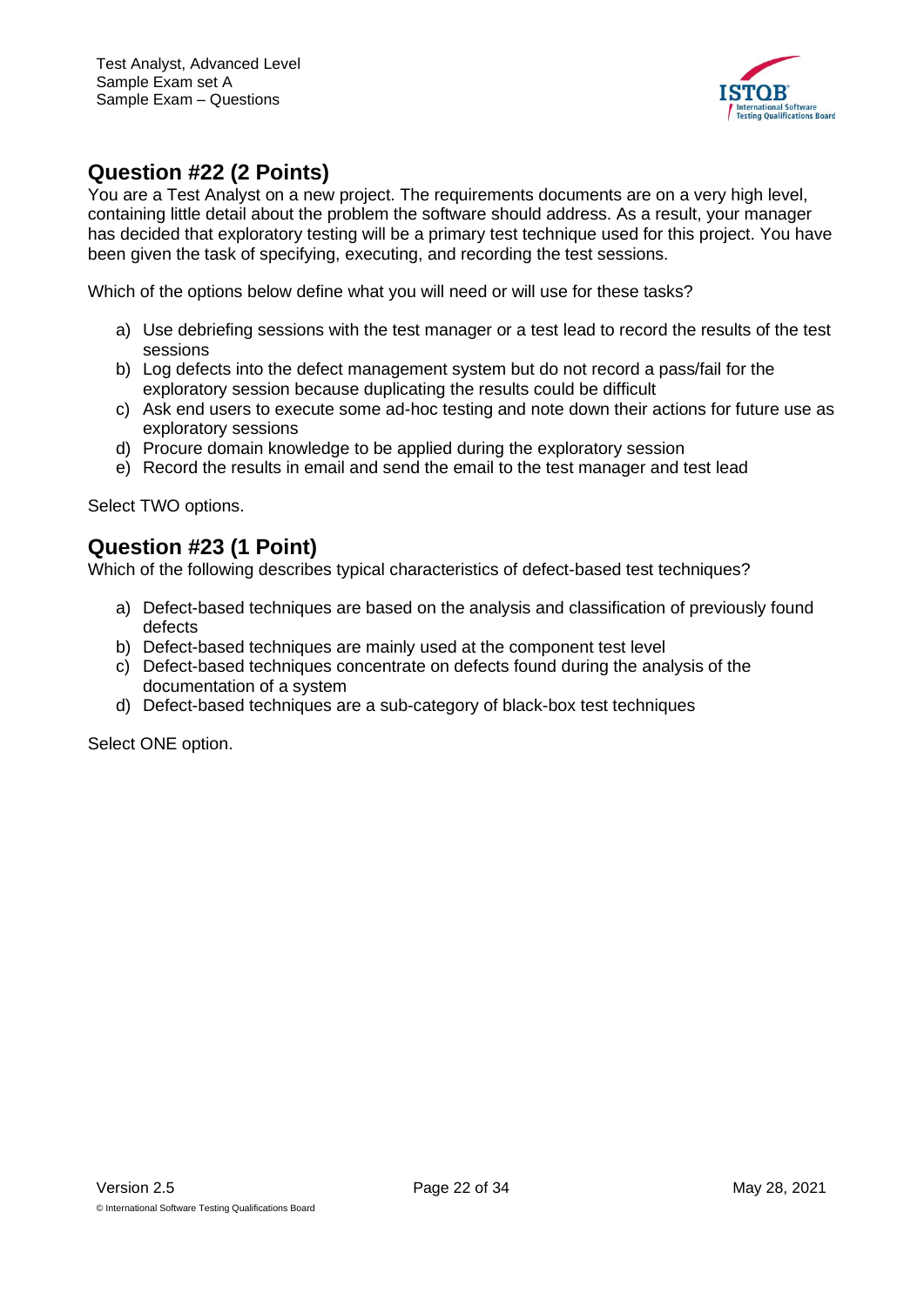## Question #22 (2 Points)

You are a Test Analyst on a new project. The requirements documents are on a very high level, containing little detail about the problem the software should address. As a result, your manager has decided that exploratory testing will be a primary test technique used for this project. You have been given the task of specifying, executing, and recording the test sessions.

Which of the options below define what you will need or will use for these tasks?

a) Use debriefing sessions with the test manager or a test lead to record the results of the test sessions
b) Log defects into the defect management system but do not record a pass/fail for the exploratory session because duplicating the results could be difficult
c) Ask end users to execute some ad-hoc testing and note down their actions for future use as exploratory sessions
d) Procure domain knowledge to be applied during the exploratory session
e) Record the results in email and send the email to the test manager and test lead

Select TWO options.

## Question #23 (1 Point)

Which of the following describes typical characteristics of defect-based test techniques?

a) Defect-based techniques are based on the analysis and classification of previously found defects
b) Defect-based techniques are mainly used at the component test level
c) Defect-based techniques concentrate on defects found during the analysis of the documentation of a system
d) Defect-based techniques are a sub-category of black-box test techniques

Select ONE option.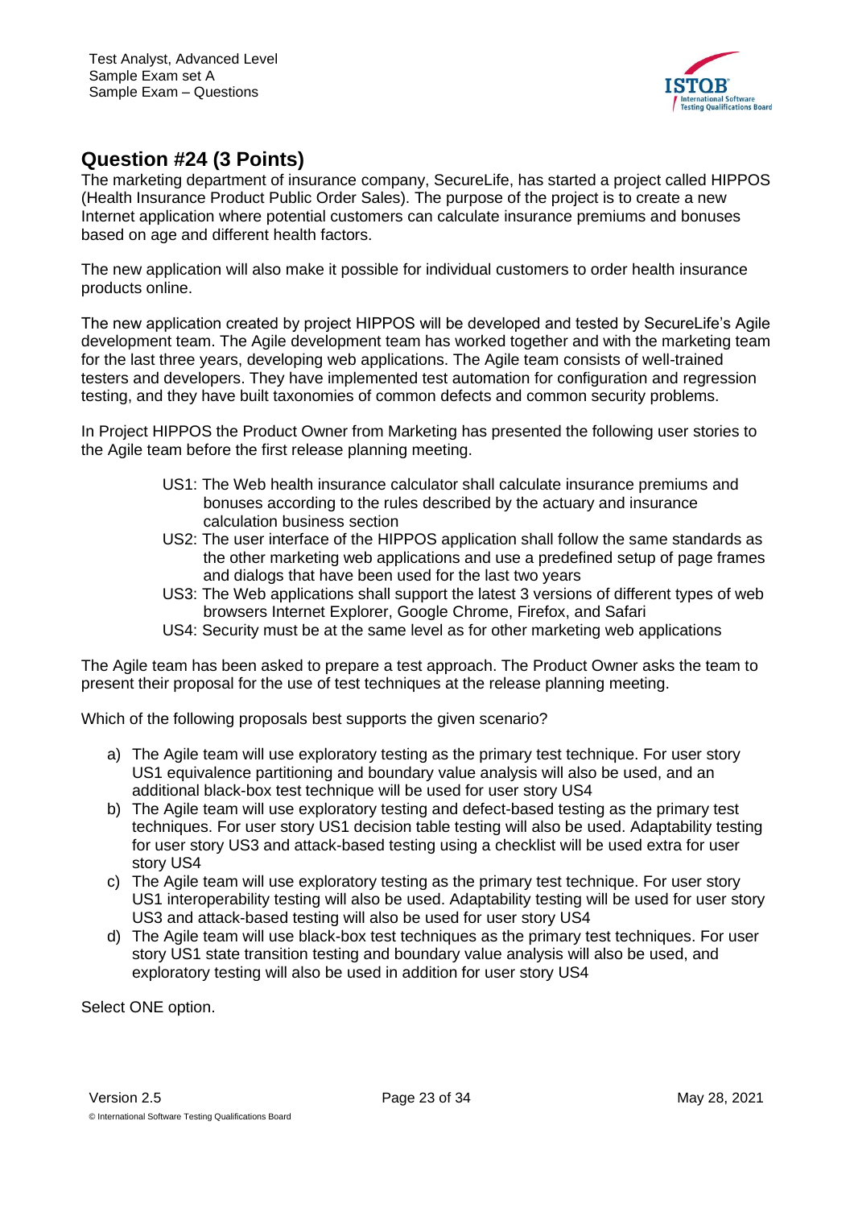## Question #24 (3 Points)

The marketing department of insurance company, SecureLife, has started a project called HIPPOS (Health Insurance Product Public Order Sales). The purpose of the project is to create a new Internet application where potential customers can calculate insurance premiums and bonuses based on age and different health factors.

The new application will also make it possible for individual customers to order health insurance products online.

The new application created by project HIPPOS will be developed and tested by SecureLife's Agile development team. The Agile development team has worked together and with the marketing team for the last three years, developing web applications. The Agile team consists of well-trained testers and developers. They have implemented test automation for configuration and regression testing, and they have built taxonomies of common defects and common security problems.

In Project HIPPOS the Product Owner from Marketing has presented the following user stories to the Agile team before the first release planning meeting.

- US1: The Web health insurance calculator shall calculate insurance premiums and bonuses according to the rules described by the actuary and insurance calculation business section
- US2: The user interface of the HIPPOS application shall follow the same standards as the other marketing web applications and use a predefined setup of page frames and dialogs that have been used for the last two years
- US3: The Web applications shall support the latest 3 versions of different types of web browsers Internet Explorer, Google Chrome, Firefox, and Safari
- US4: Security must be at the same level as for other marketing web applications

The Agile team has been asked to prepare a test approach. The Product Owner asks the team to present their proposal for the use of test techniques at the release planning meeting.

Which of the following proposals best supports the given scenario?

a) The Agile team will use exploratory testing as the primary test technique. For user story US1 equivalence partitioning and boundary value analysis will also be used, and an additional black-box test technique will be used for user story US4

b) The Agile team will use exploratory testing and defect-based testing as the primary test techniques. For user story US1 decision table testing will also be used. Adaptability testing for user story US3 and attack-based testing using a checklist will be used extra for user story US4

c) The Agile team will use exploratory testing as the primary test technique. For user story US1 interoperability testing will also be used. Adaptability testing will be used for user story US3 and attack-based testing will also be used for user story US4

d) The Agile team will use black-box test techniques as the primary test techniques. For user story US1 state transition testing and boundary value analysis will also be used, and exploratory testing will also be used in addition for user story US4

Select ONE option.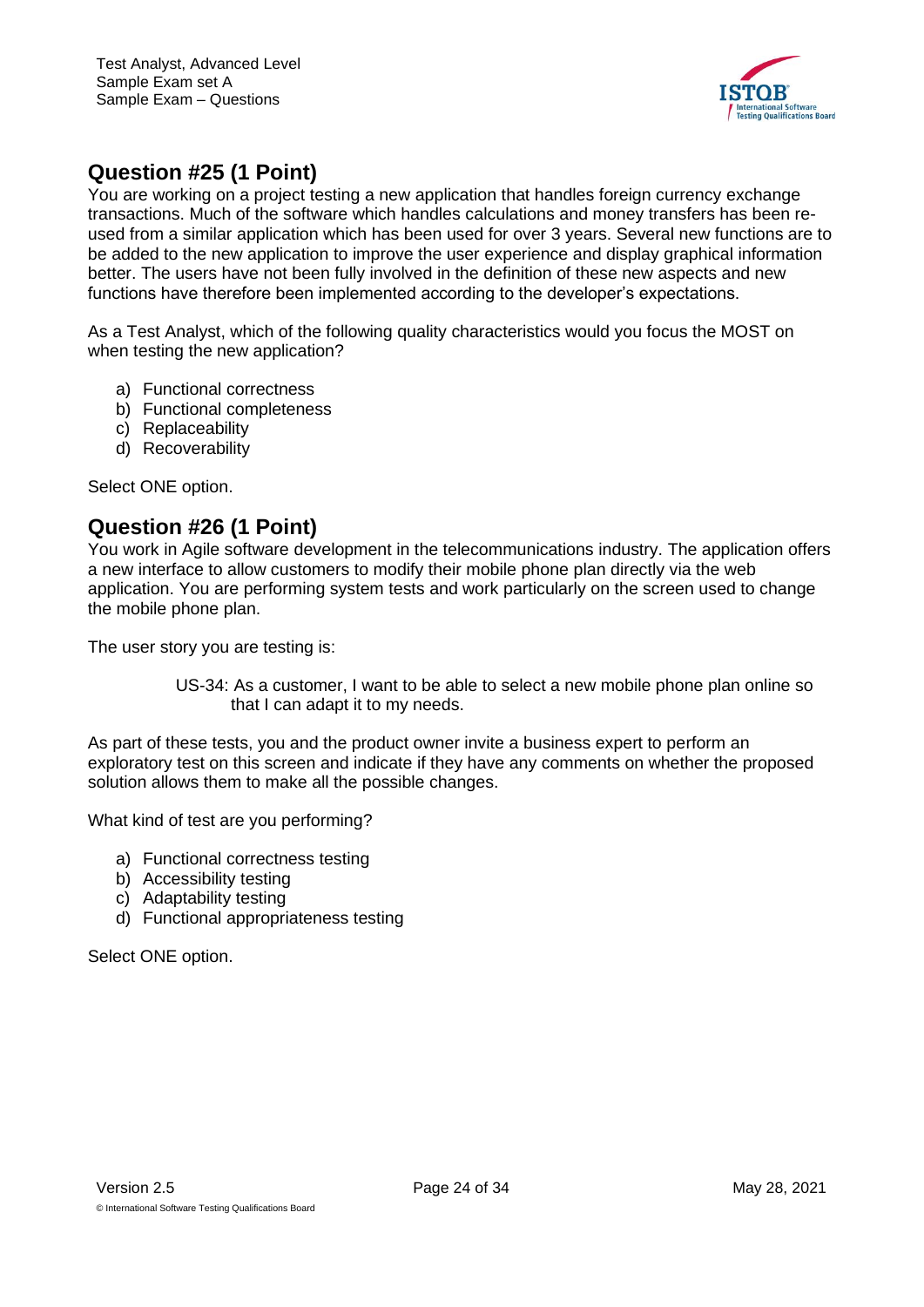## Question #25 (1 Point)

You are working on a project testing a new application that handles foreign currency exchange transactions. Much of the software which handles calculations and money transfers has been re-used from a similar application which has been used for over 3 years. Several new functions are to be added to the new application to improve the user experience and display graphical information better. The users have not been fully involved in the definition of these new aspects and new functions have therefore been implemented according to the developer's expectations.

As a Test Analyst, which of the following quality characteristics would you focus the MOST on when testing the new application?

a) Functional correctness
b) Functional completeness
c) Replaceability
d) Recoverability

Select ONE option.

## Question #26 (1 Point)

You work in Agile software development in the telecommunications industry. The application offers a new interface to allow customers to modify their mobile phone plan directly via the web application. You are performing system tests and work particularly on the screen used to change the mobile phone plan.

The user story you are testing is:

> US-34: As a customer, I want to be able to select a new mobile phone plan online so that I can adapt it to my needs.

As part of these tests, you and the product owner invite a business expert to perform an exploratory test on this screen and indicate if they have any comments on whether the proposed solution allows them to make all the possible changes.

What kind of test are you performing?

a) Functional correctness testing
b) Accessibility testing
c) Adaptability testing
d) Functional appropriateness testing

Select ONE option.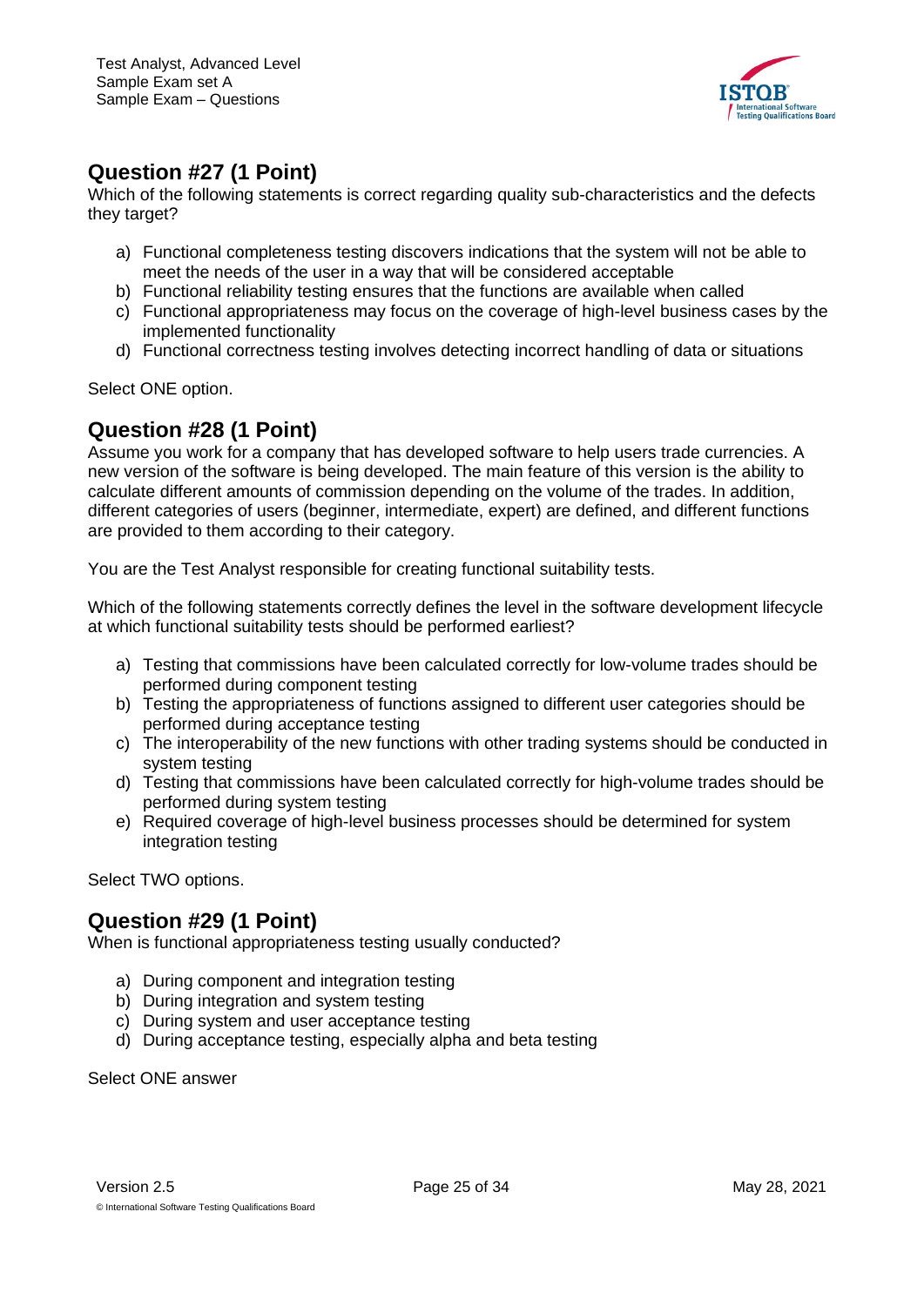## Question #27 (1 Point)

Which of the following statements is correct regarding quality sub-characteristics and the defects they target?

a) Functional completeness testing discovers indications that the system will not be able to meet the needs of the user in a way that will be considered acceptable
b) Functional reliability testing ensures that the functions are available when called
c) Functional appropriateness may focus on the coverage of high-level business cases by the implemented functionality
d) Functional correctness testing involves detecting incorrect handling of data or situations

Select ONE option.

## Question #28 (1 Point)

Assume you work for a company that has developed software to help users trade currencies. A new version of the software is being developed. The main feature of this version is the ability to calculate different amounts of commission depending on the volume of the trades. In addition, different categories of users (beginner, intermediate, expert) are defined, and different functions are provided to them according to their category.

You are the Test Analyst responsible for creating functional suitability tests.

Which of the following statements correctly defines the level in the software development lifecycle at which functional suitability tests should be performed earliest?

a) Testing that commissions have been calculated correctly for low-volume trades should be performed during component testing
b) Testing the appropriateness of functions assigned to different user categories should be performed during acceptance testing
c) The interoperability of the new functions with other trading systems should be conducted in system testing
d) Testing that commissions have been calculated correctly for high-volume trades should be performed during system testing
e) Required coverage of high-level business processes should be determined for system integration testing

Select TWO options.

## Question #29 (1 Point)

When is functional appropriateness testing usually conducted?

a) During component and integration testing
b) During integration and system testing
c) During system and user acceptance testing
d) During acceptance testing, especially alpha and beta testing

Select ONE answer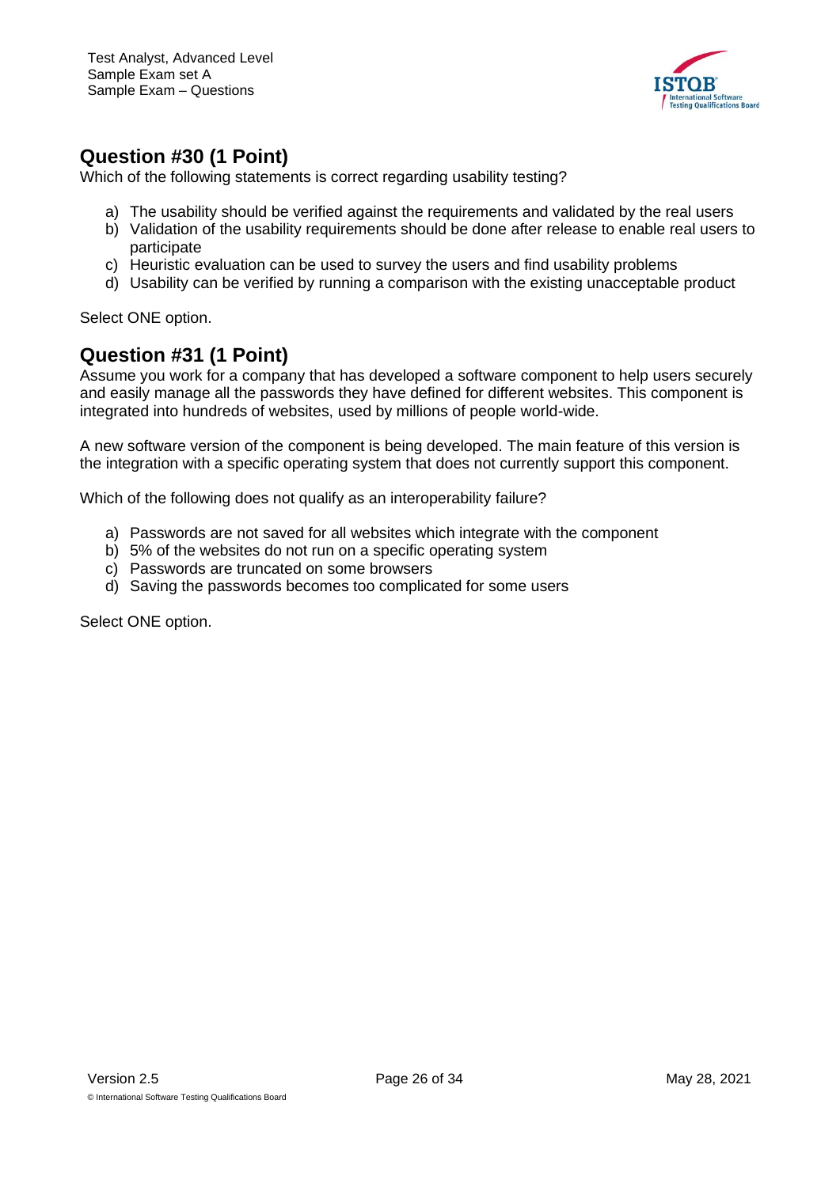## Question #30 (1 Point)

Which of the following statements is correct regarding usability testing?

a) The usability should be verified against the requirements and validated by the real users
b) Validation of the usability requirements should be done after release to enable real users to participate
c) Heuristic evaluation can be used to survey the users and find usability problems
d) Usability can be verified by running a comparison with the existing unacceptable product

Select ONE option.

## Question #31 (1 Point)

Assume you work for a company that has developed a software component to help users securely and easily manage all the passwords they have defined for different websites. This component is integrated into hundreds of websites, used by millions of people world-wide.

A new software version of the component is being developed. The main feature of this version is the integration with a specific operating system that does not currently support this component.

Which of the following does not qualify as an interoperability failure?

a) Passwords are not saved for all websites which integrate with the component
b) 5% of the websites do not run on a specific operating system
c) Passwords are truncated on some browsers
d) Saving the passwords becomes too complicated for some users

Select ONE option.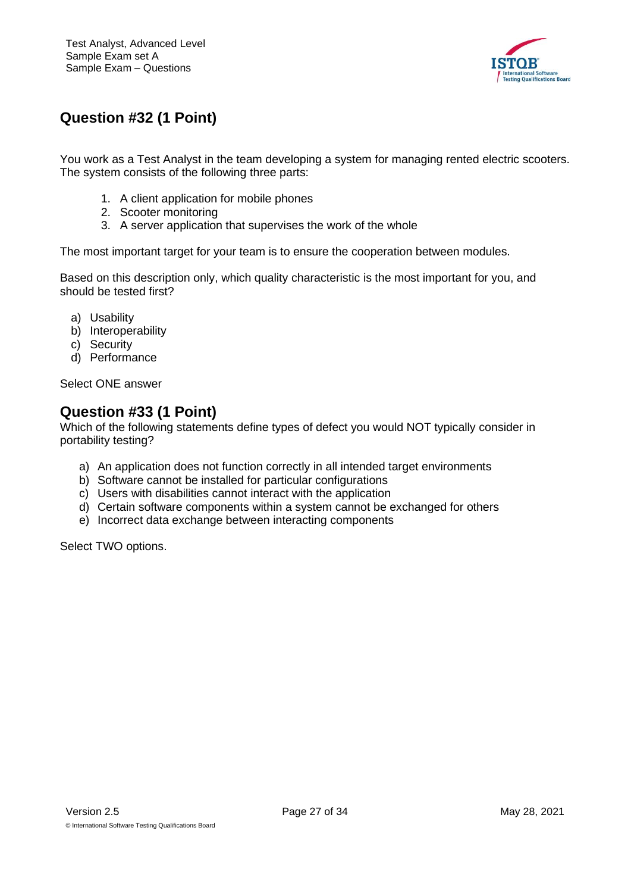## Question #32 (1 Point)

You work as a Test Analyst in the team developing a system for managing rented electric scooters. The system consists of the following three parts:

1. A client application for mobile phones
2. Scooter monitoring
3. A server application that supervises the work of the whole

The most important target for your team is to ensure the cooperation between modules.

Based on this description only, which quality characteristic is the most important for you, and should be tested first?

a) Usability
b) Interoperability
c) Security
d) Performance

Select ONE answer

## Question #33 (1 Point)

Which of the following statements define types of defect you would NOT typically consider in portability testing?

a) An application does not function correctly in all intended target environments
b) Software cannot be installed for particular configurations
c) Users with disabilities cannot interact with the application
d) Certain software components within a system cannot be exchanged for others
e) Incorrect data exchange between interacting components

Select TWO options.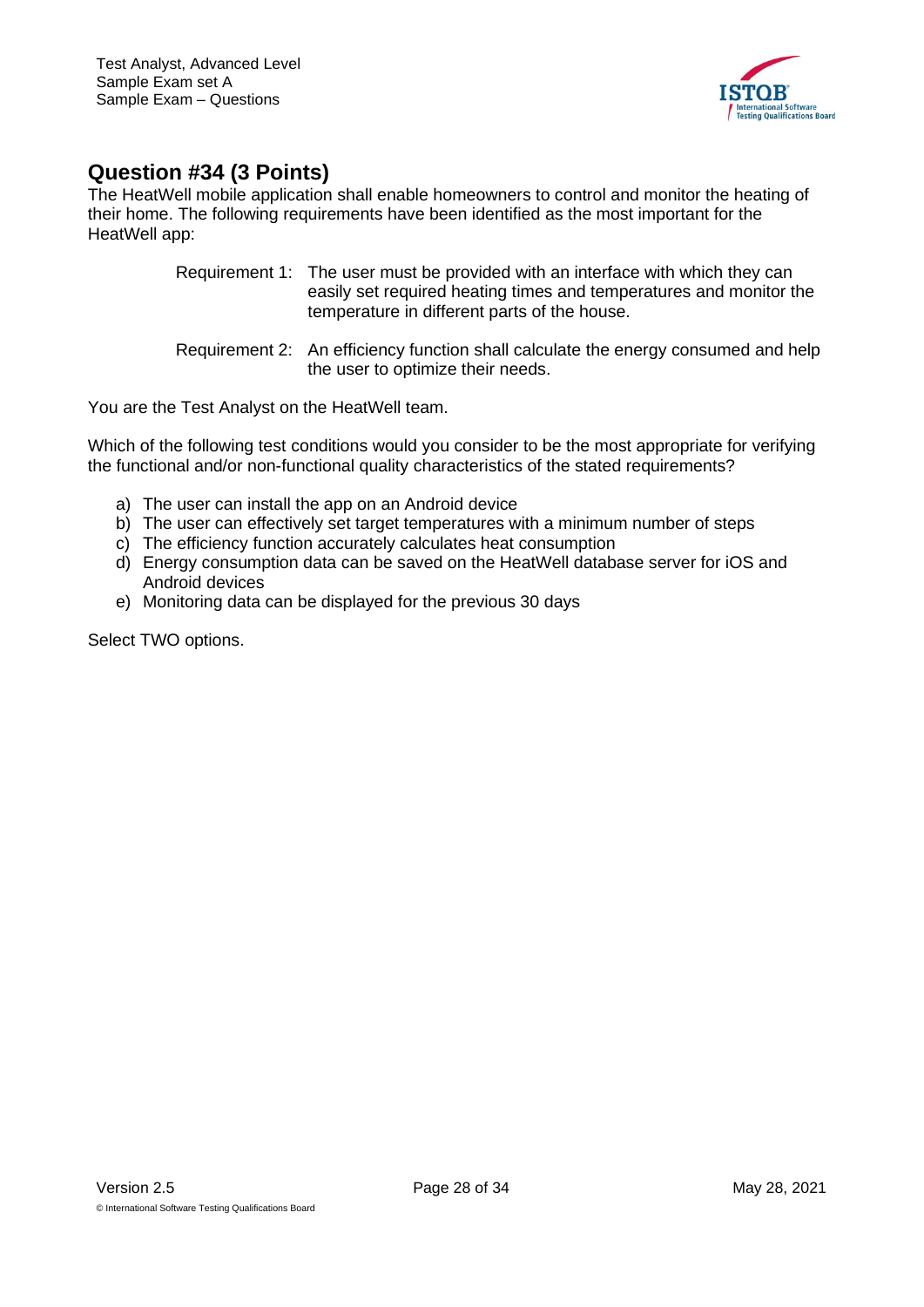## Question #34 (3 Points)

The HeatWell mobile application shall enable homeowners to control and monitor the heating of their home. The following requirements have been identified as the most important for the HeatWell app:

Requirement 1: The user must be provided with an interface with which they can easily set required heating times and temperatures and monitor the temperature in different parts of the house.

Requirement 2: An efficiency function shall calculate the energy consumed and help the user to optimize their needs.

You are the Test Analyst on the HeatWell team.

Which of the following test conditions would you consider to be the most appropriate for verifying the functional and/or non-functional quality characteristics of the stated requirements?

a) The user can install the app on an Android device
b) The user can effectively set target temperatures with a minimum number of steps
c) The efficiency function accurately calculates heat consumption
d) Energy consumption data can be saved on the HeatWell database server for iOS and Android devices
e) Monitoring data can be displayed for the previous 30 days

Select TWO options.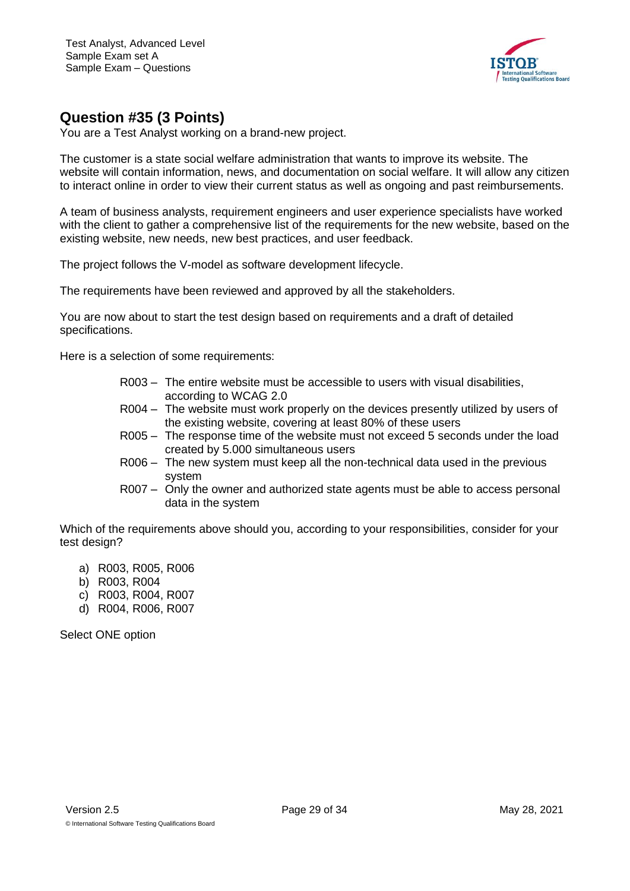## Question #35 (3 Points)

You are a Test Analyst working on a brand-new project.

The customer is a state social welfare administration that wants to improve its website. The website will contain information, news, and documentation on social welfare. It will allow any citizen to interact online in order to view their current status as well as ongoing and past reimbursements.

A team of business analysts, requirement engineers and user experience specialists have worked with the client to gather a comprehensive list of the requirements for the new website, based on the existing website, new needs, new best practices, and user feedback.

The project follows the V-model as software development lifecycle.

The requirements have been reviewed and approved by all the stakeholders.

You are now about to start the test design based on requirements and a draft of detailed specifications.

Here is a selection of some requirements:

- R003 – The entire website must be accessible to users with visual disabilities, according to WCAG 2.0
- R004 – The website must work properly on the devices presently utilized by users of the existing website, covering at least 80% of these users
- R005 – The response time of the website must not exceed 5 seconds under the load created by 5.000 simultaneous users
- R006 – The new system must keep all the non-technical data used in the previous system
- R007 – Only the owner and authorized state agents must be able to access personal data in the system

Which of the requirements above should you, according to your responsibilities, consider for your test design?

a) R003, R005, R006
b) R003, R004
c) R003, R004, R007
d) R004, R006, R007

Select ONE option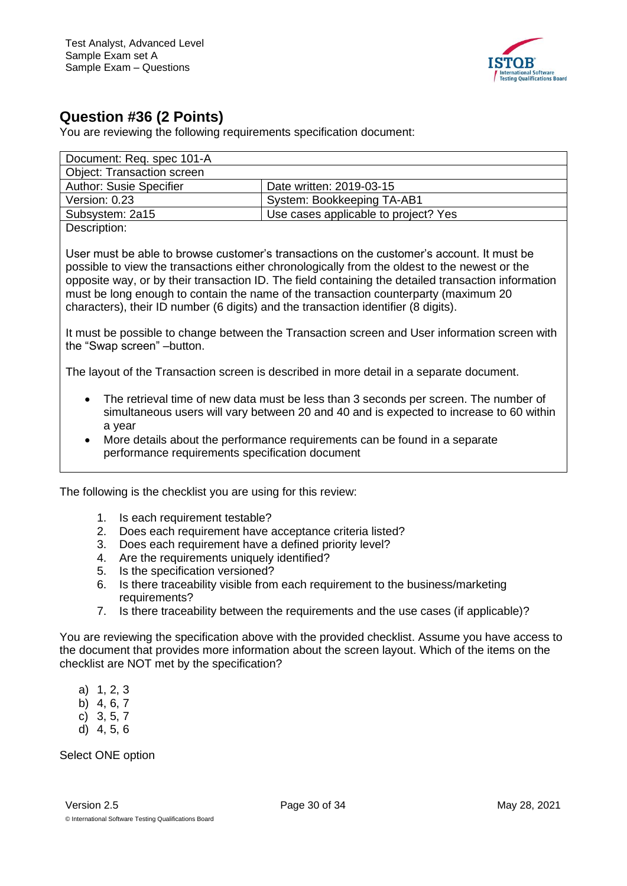## Question #36 (2 Points)

You are reviewing the following requirements specification document:

| Document: Req. spec 101-A | |
|---|---|
| Object: Transaction screen | |
| Author: Susie Specifier | Date written: 2019-03-15 |
| Version: 0.23 | System: Bookkeeping TA-AB1 |
| Subsystem: 2a15 | Use cases applicable to project? Yes |

Description:

User must be able to browse customer's transactions on the customer's account. It must be possible to view the transactions either chronologically from the oldest to the newest or the opposite way, or by their transaction ID. The field containing the detailed transaction information must be long enough to contain the name of the transaction counterparty (maximum 20 characters), their ID number (6 digits) and the transaction identifier (8 digits).

It must be possible to change between the Transaction screen and User information screen with the "Swap screen" –button.

The layout of the Transaction screen is described in more detail in a separate document.

- The retrieval time of new data must be less than 3 seconds per screen. The number of simultaneous users will vary between 20 and 40 and is expected to increase to 60 within a year
- More details about the performance requirements can be found in a separate performance requirements specification document

The following is the checklist you are using for this review:

1. Is each requirement testable?
2. Does each requirement have acceptance criteria listed?
3. Does each requirement have a defined priority level?
4. Are the requirements uniquely identified?
5. Is the specification versioned?
6. Is there traceability visible from each requirement to the business/marketing requirements?
7. Is there traceability between the requirements and the use cases (if applicable)?

You are reviewing the specification above with the provided checklist. Assume you have access to the document that provides more information about the screen layout. Which of the items on the checklist are NOT met by the specification?

a) 1, 2, 3
b) 4, 6, 7
c) 3, 5, 7
d) 4, 5, 6

Select ONE option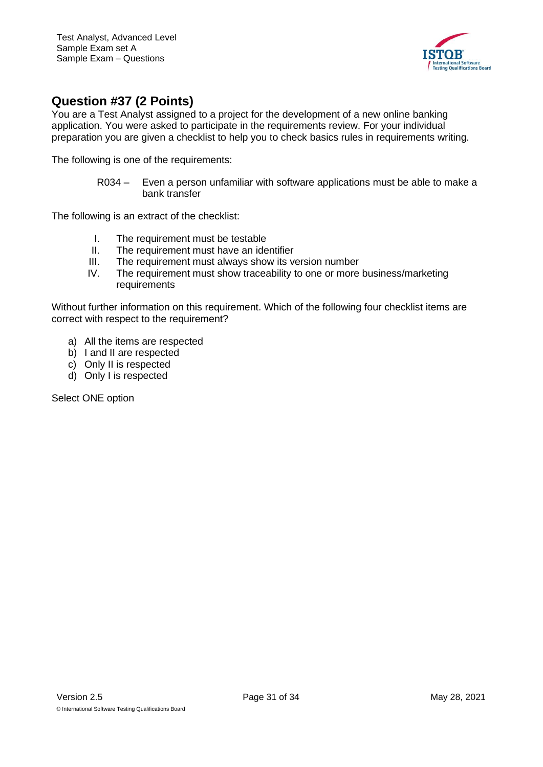## Question #37 (2 Points)

You are a Test Analyst assigned to a project for the development of a new online banking application. You were asked to participate in the requirements review. For your individual preparation you are given a checklist to help you to check basics rules in requirements writing.

The following is one of the requirements:

> R034 – Even a person unfamiliar with software applications must be able to make a bank transfer

The following is an extract of the checklist:

I. The requirement must be testable
II. The requirement must have an identifier
III. The requirement must always show its version number
IV. The requirement must show traceability to one or more business/marketing requirements

Without further information on this requirement. Which of the following four checklist items are correct with respect to the requirement?

a) All the items are respected
b) I and II are respected
c) Only II is respected
d) Only I is respected

Select ONE option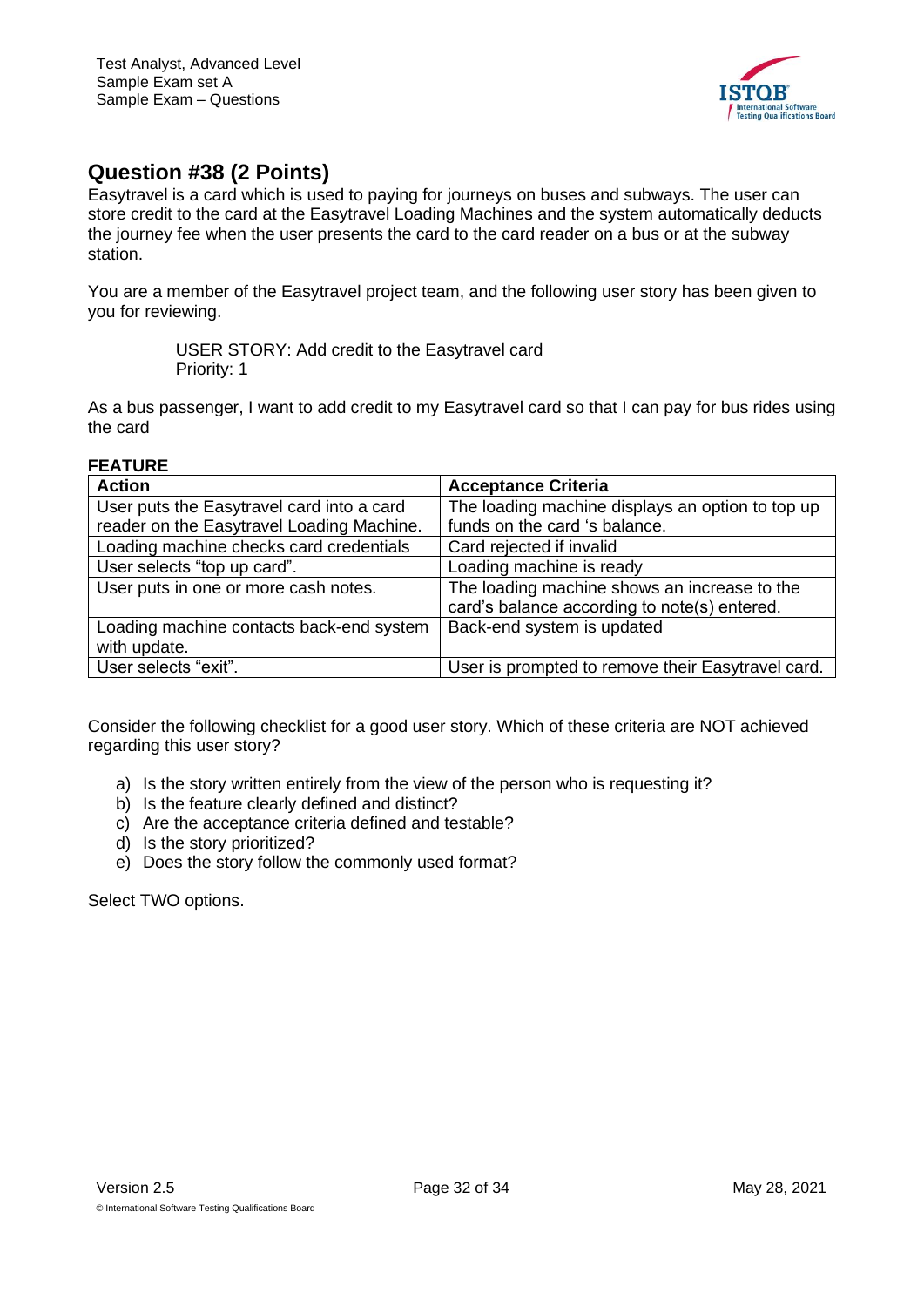## Question #38 (2 Points)

Easytravel is a card which is used to paying for journeys on buses and subways. The user can store credit to the card at the Easytravel Loading Machines and the system automatically deducts the journey fee when the user presents the card to the card reader on a bus or at the subway station.

You are a member of the Easytravel project team, and the following user story has been given to you for reviewing.

> USER STORY: Add credit to the Easytravel card
> Priority: 1

As a bus passenger, I want to add credit to my Easytravel card so that I can pay for bus rides using the card

**FEATURE**

| **Action** | **Acceptance Criteria** |
|---|---|
| User puts the Easytravel card into a card reader on the Easytravel Loading Machine. | The loading machine displays an option to top up funds on the card 's balance. |
| Loading machine checks card credentials | Card rejected if invalid |
| User selects "top up card". | Loading machine is ready |
| User puts in one or more cash notes. | The loading machine shows an increase to the card's balance according to note(s) entered. |
| Loading machine contacts back-end system with update. | Back-end system is updated |
| User selects "exit". | User is prompted to remove their Easytravel card. |

Consider the following checklist for a good user story. Which of these criteria are NOT achieved regarding this user story?

a) Is the story written entirely from the view of the person who is requesting it?
b) Is the feature clearly defined and distinct?
c) Are the acceptance criteria defined and testable?
d) Is the story prioritized?
e) Does the story follow the commonly used format?

Select TWO options.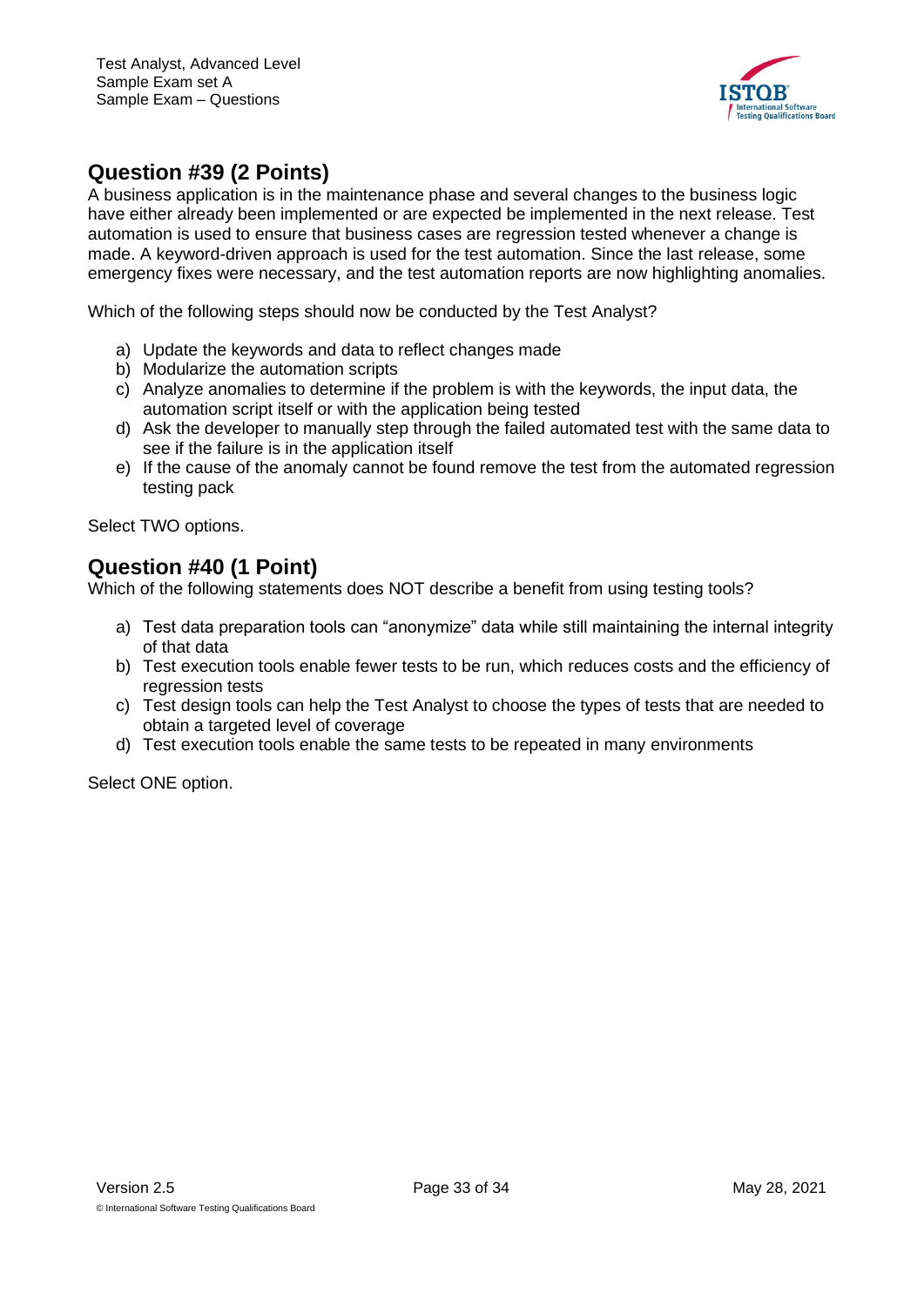## Question #39 (2 Points)

A business application is in the maintenance phase and several changes to the business logic have either already been implemented or are expected be implemented in the next release. Test automation is used to ensure that business cases are regression tested whenever a change is made. A keyword-driven approach is used for the test automation. Since the last release, some emergency fixes were necessary, and the test automation reports are now highlighting anomalies.

Which of the following steps should now be conducted by the Test Analyst?

a) Update the keywords and data to reflect changes made
b) Modularize the automation scripts
c) Analyze anomalies to determine if the problem is with the keywords, the input data, the automation script itself or with the application being tested
d) Ask the developer to manually step through the failed automated test with the same data to see if the failure is in the application itself
e) If the cause of the anomaly cannot be found remove the test from the automated regression testing pack

Select TWO options.

## Question #40 (1 Point)

Which of the following statements does NOT describe a benefit from using testing tools?

a) Test data preparation tools can "anonymize" data while still maintaining the internal integrity of that data
b) Test execution tools enable fewer tests to be run, which reduces costs and the efficiency of regression tests
c) Test design tools can help the Test Analyst to choose the types of tests that are needed to obtain a targeted level of coverage
d) Test execution tools enable the same tests to be repeated in many environments

Select ONE option.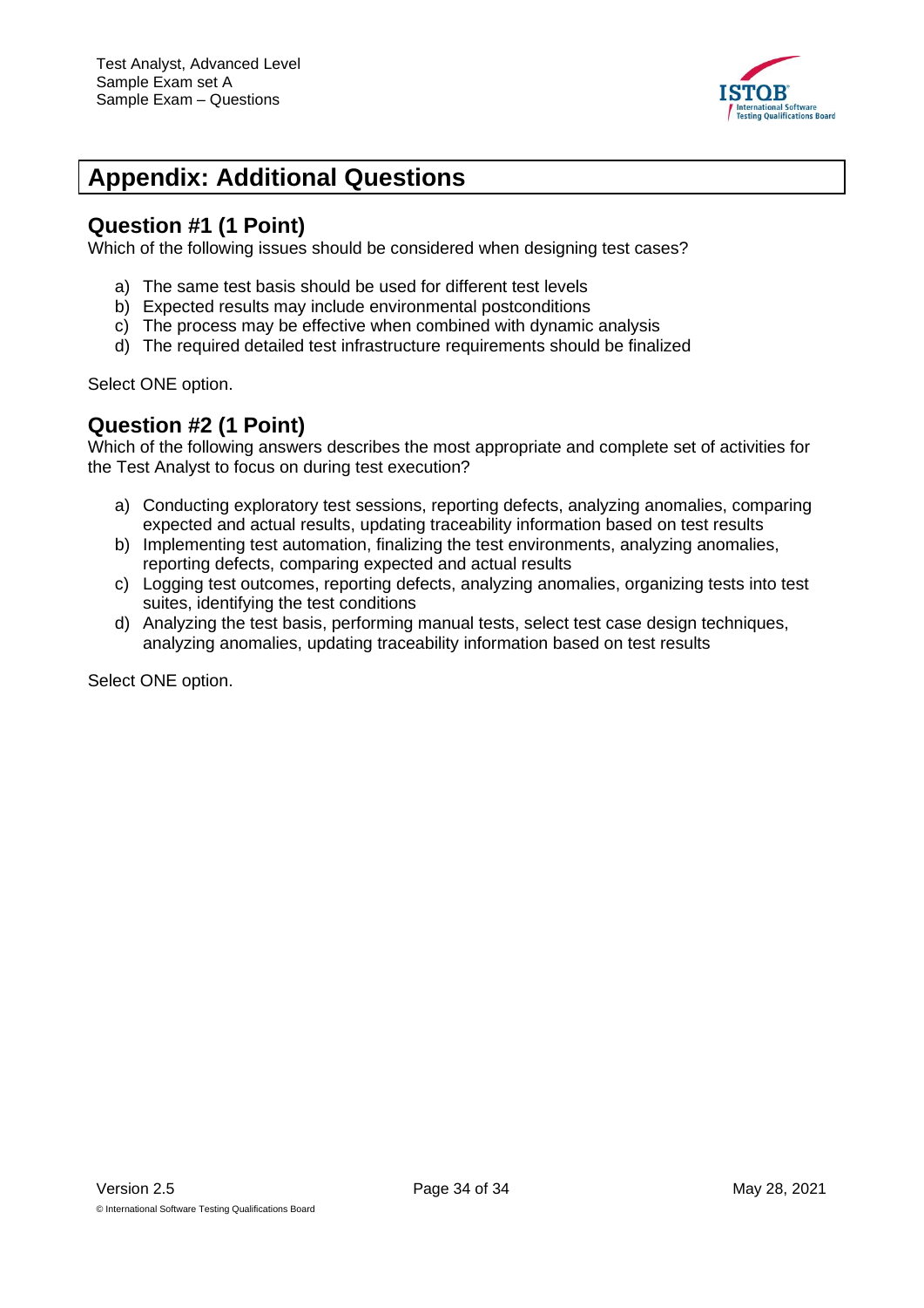# Appendix: Additional Questions

## Question #1 (1 Point)

Which of the following issues should be considered when designing test cases?

a) The same test basis should be used for different test levels
b) Expected results may include environmental postconditions
c) The process may be effective when combined with dynamic analysis
d) The required detailed test infrastructure requirements should be finalized

Select ONE option.

## Question #2 (1 Point)

Which of the following answers describes the most appropriate and complete set of activities for the Test Analyst to focus on during test execution?

a) Conducting exploratory test sessions, reporting defects, analyzing anomalies, comparing expected and actual results, updating traceability information based on test results
b) Implementing test automation, finalizing the test environments, analyzing anomalies, reporting defects, comparing expected and actual results
c) Logging test outcomes, reporting defects, analyzing anomalies, organizing tests into test suites, identifying the test conditions
d) Analyzing the test basis, performing manual tests, select test case design techniques, analyzing anomalies, updating traceability information based on test results

Select ONE option.